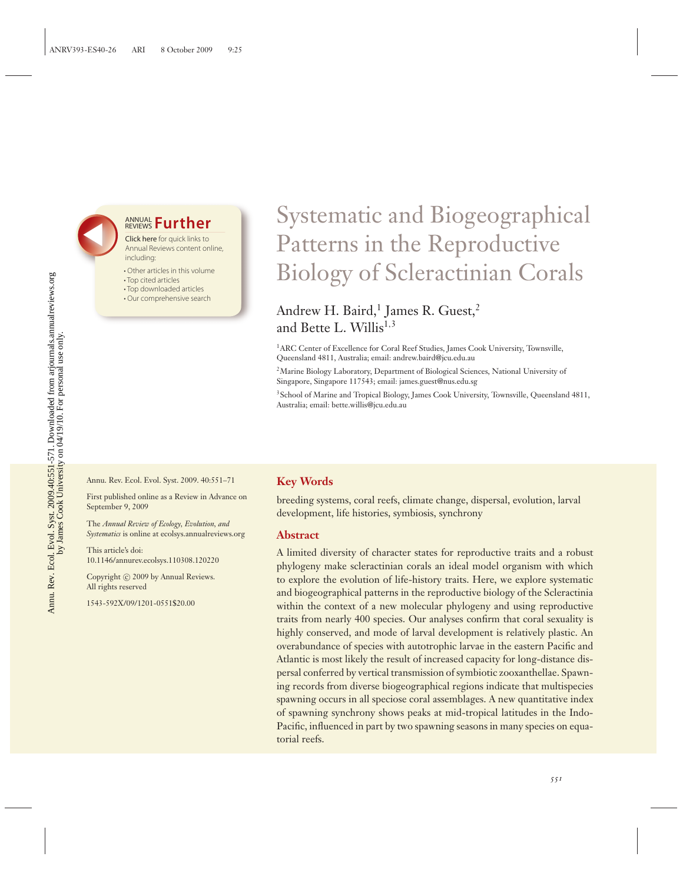# Systematic and Biogeographical Patterns in the Reproductive Biology of Scleractinian Corals

Andrew H. Baird,[1] James R. Guest,[2] and Bette L. Willis[1,3]

[1]ARC Center of Excellence for Coral Reef Studies, James Cook University, Townsville, Queensland 4811, Australia; email: andrew.baird@jcu.edu.au

[2]Marine Biology Laboratory, Department of Biological Sciences, National University of Singapore, Singapore 117543; email: james.guest@nus.edu.sg

[3]School of Marine and Tropical Biology, James Cook University, Townsville, Queensland 4811, Australia; email: bette.willis@jcu.edu.au

Annu. Rev. Ecol. Evol. Syst. 2009. 40:551–71

First published online as a Review in Advance on September 9, 2009

The *Annual Review of Ecology, Evolution, and Systematics* is online at ecolsys.annualreviews.org

This article's doi: 10.1146/annurev.ecolsys.110308.120220

Copyright © 2009 by Annual Reviews. All rights reserved

1543-592X/09/1201-0551$20.00

## Key Words

breeding systems, coral reefs, climate change, dispersal, evolution, larval development, life histories, symbiosis, synchrony

## Abstract

A limited diversity of character states for reproductive traits and a robust phylogeny make scleractinian corals an ideal model organism with which to explore the evolution of life-history traits. Here, we explore systematic and biogeographical patterns in the reproductive biology of the Scleractinia within the context of a new molecular phylogeny and using reproductive traits from nearly 400 species. Our analyses confirm that coral sexuality is highly conserved, and mode of larval development is relatively plastic. An overabundance of species with autotrophic larvae in the eastern Pacific and Atlantic is most likely the result of increased capacity for long-distance dispersal conferred by vertical transmission of symbiotic zooxanthellae. Spawning records from diverse biogeographical regions indicate that multispecies spawning occurs in all speciose coral assemblages. A new quantitative index of spawning synchrony shows peaks at mid-tropical latitudes in the Indo-Pacific, influenced in part by two spawning seasons in many species on equatorial reefs.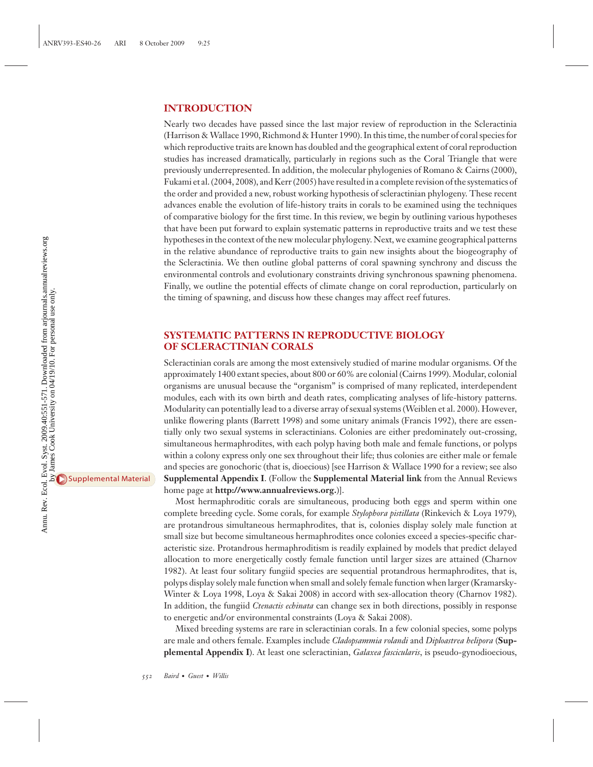## INTRODUCTION

Nearly two decades have passed since the last major review of reproduction in the Scleractinia (Harrison & Wallace 1990, Richmond & Hunter 1990). In this time, the number of coral species for which reproductive traits are known has doubled and the geographical extent of coral reproduction studies has increased dramatically, particularly in regions such as the Coral Triangle that were previously underrepresented. In addition, the molecular phylogenies of Romano & Cairns (2000), Fukami et al. (2004, 2008), and Kerr (2005) have resulted in a complete revision of the systematics of the order and provided a new, robust working hypothesis of scleractinian phylogeny. These recent advances enable the evolution of life-history traits in corals to be examined using the techniques of comparative biology for the first time. In this review, we begin by outlining various hypotheses that have been put forward to explain systematic patterns in reproductive traits and we test these hypotheses in the context of the new molecular phylogeny. Next, we examine geographical patterns in the relative abundance of reproductive traits to gain new insights about the biogeography of the Scleractinia. We then outline global patterns of coral spawning synchrony and discuss the environmental controls and evolutionary constraints driving synchronous spawning phenomena. Finally, we outline the potential effects of climate change on coral reproduction, particularly on the timing of spawning, and discuss how these changes may affect reef futures.

## SYSTEMATIC PATTERNS IN REPRODUCTIVE BIOLOGY OF SCLERACTINIAN CORALS

Scleractinian corals are among the most extensively studied of marine modular organisms. Of the approximately 1400 extant species, about 800 or 60% are colonial (Cairns 1999). Modular, colonial organisms are unusual because the "organism" is comprised of many replicated, interdependent modules, each with its own birth and death rates, complicating analyses of life-history patterns. Modularity can potentially lead to a diverse array of sexual systems (Weiblen et al. 2000). However, unlike flowering plants (Barrett 1998) and some unitary animals (Francis 1992), there are essentially only two sexual systems in scleractinians. Colonies are either predominately out-crossing, simultaneous hermaphrodites, with each polyp having both male and female functions, or polyps within a colony express only one sex throughout their life; thus colonies are either male or female and species are gonochoric (that is, dioecious) [see Harrison & Wallace 1990 for a review; see also **Supplemental Appendix I**. (Follow the **Supplemental Material link** from the Annual Reviews home page at **http://www.annualreviews.org.**)].

Most hermaphroditic corals are simultaneous, producing both eggs and sperm within one complete breeding cycle. Some corals, for example *Stylophora pistillata* (Rinkevich & Loya 1979), are protandrous simultaneous hermaphrodites, that is, colonies display solely male function at small size but become simultaneous hermaphrodites once colonies exceed a species-specific characteristic size. Protandrous hermaphroditism is readily explained by models that predict delayed allocation to more energetically costly female function until larger sizes are attained (Charnov 1982). At least four solitary fungiid species are sequential protandrous hermaphrodites, that is, polyps display solely male function when small and solely female function when larger (Kramarsky-Winter & Loya 1998, Loya & Sakai 2008) in accord with sex-allocation theory (Charnov 1982). In addition, the fungiid *Ctenactis echinata* can change sex in both directions, possibly in response to energetic and/or environmental constraints (Loya & Sakai 2008).

Mixed breeding systems are rare in scleractinian corals. In a few colonial species, some polyps are male and others female. Examples include *Cladopsammia rolandi* and *Diploastrea helipora* (**Supplemental Appendix I**). At least one scleractinian, *Galaxea fascicularis*, is pseudo-gynodioecious,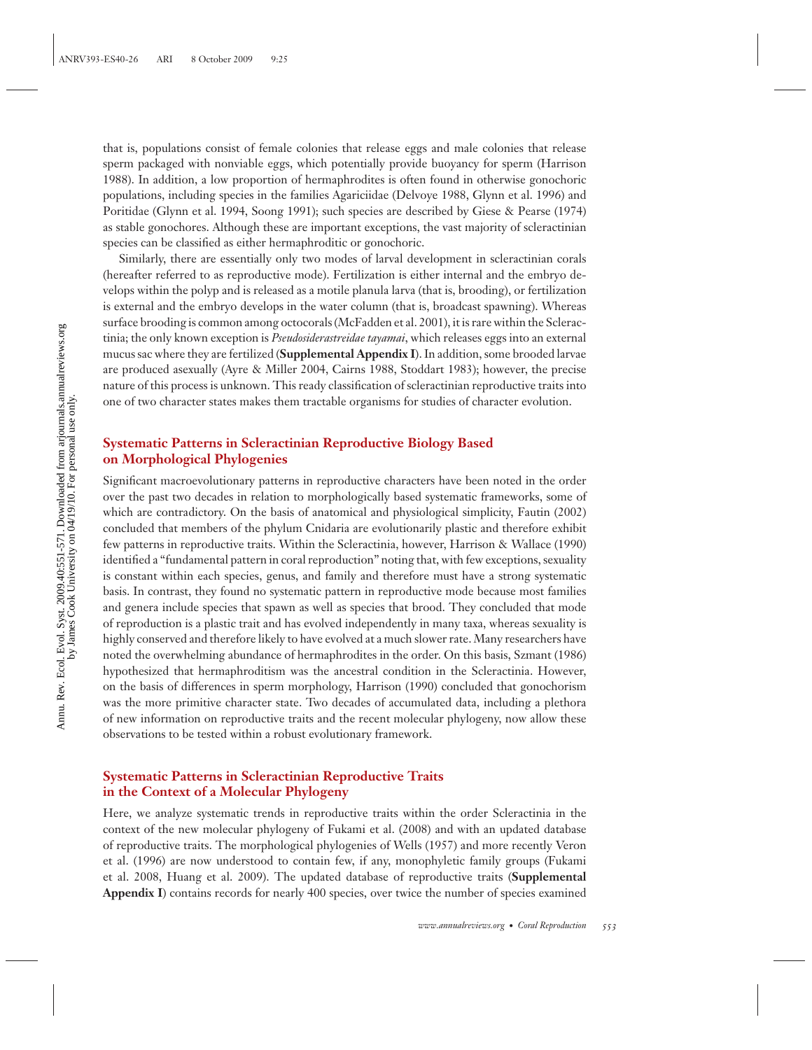that is, populations consist of female colonies that release eggs and male colonies that release sperm packaged with nonviable eggs, which potentially provide buoyancy for sperm (Harrison 1988). In addition, a low proportion of hermaphrodites is often found in otherwise gonochoric populations, including species in the families Agariciidae (Delvoye 1988, Glynn et al. 1996) and Poritidae (Glynn et al. 1994, Soong 1991); such species are described by Giese & Pearse (1974) as stable gonochores. Although these are important exceptions, the vast majority of scleractinian species can be classified as either hermaphroditic or gonochoric.

Similarly, there are essentially only two modes of larval development in scleractinian corals (hereafter referred to as reproductive mode). Fertilization is either internal and the embryo develops within the polyp and is released as a motile planula larva (that is, brooding), or fertilization is external and the embryo develops in the water column (that is, broadcast spawning). Whereas surface brooding is common among octocorals (McFadden et al. 2001), it is rare within the Scleractinia; the only known exception is *Pseudosiderastreidae tayamai*, which releases eggs into an external mucus sac where they are fertilized (**Supplemental Appendix I**). In addition, some brooded larvae are produced asexually (Ayre & Miller 2004, Cairns 1988, Stoddart 1983); however, the precise nature of this process is unknown. This ready classification of scleractinian reproductive traits into one of two character states makes them tractable organisms for studies of character evolution.

## Systematic Patterns in Scleractinian Reproductive Biology Based on Morphological Phylogenies

Significant macroevolutionary patterns in reproductive characters have been noted in the order over the past two decades in relation to morphologically based systematic frameworks, some of which are contradictory. On the basis of anatomical and physiological simplicity, Fautin (2002) concluded that members of the phylum Cnidaria are evolutionarily plastic and therefore exhibit few patterns in reproductive traits. Within the Scleractinia, however, Harrison & Wallace (1990) identified a "fundamental pattern in coral reproduction" noting that, with few exceptions, sexuality is constant within each species, genus, and family and therefore must have a strong systematic basis. In contrast, they found no systematic pattern in reproductive mode because most families and genera include species that spawn as well as species that brood. They concluded that mode of reproduction is a plastic trait and has evolved independently in many taxa, whereas sexuality is highly conserved and therefore likely to have evolved at a much slower rate. Many researchers have noted the overwhelming abundance of hermaphrodites in the order. On this basis, Szmant (1986) hypothesized that hermaphroditism was the ancestral condition in the Scleractinia. However, on the basis of differences in sperm morphology, Harrison (1990) concluded that gonochorism was the more primitive character state. Two decades of accumulated data, including a plethora of new information on reproductive traits and the recent molecular phylogeny, now allow these observations to be tested within a robust evolutionary framework.

## Systematic Patterns in Scleractinian Reproductive Traits in the Context of a Molecular Phylogeny

Here, we analyze systematic trends in reproductive traits within the order Scleractinia in the context of the new molecular phylogeny of Fukami et al. (2008) and with an updated database of reproductive traits. The morphological phylogenies of Wells (1957) and more recently Veron et al. (1996) are now understood to contain few, if any, monophyletic family groups (Fukami et al. 2008, Huang et al. 2009). The updated database of reproductive traits (**Supplemental Appendix I**) contains records for nearly 400 species, over twice the number of species examined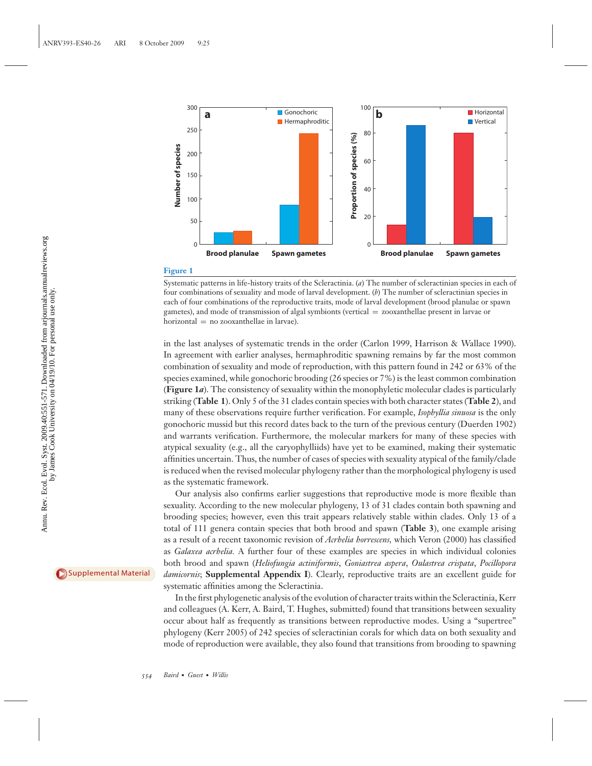**Figure 1**

Systematic patterns in life-history traits of the Scleractinia. (*a*) The number of scleractinian species in each of four combinations of sexuality and mode of larval development. (*b*) The number of scleractinian species in each of four combinations of the reproductive traits, mode of larval development (brood planulae or spawn gametes), and mode of transmission of algal symbionts (vertical = zooxanthellae present in larvae or horizontal = no zooxanthellae in larvae).

in the last analyses of systematic trends in the order (Carlon 1999, Harrison & Wallace 1990). In agreement with earlier analyses, hermaphroditic spawning remains by far the most common combination of sexuality and mode of reproduction, with this pattern found in 242 or 63% of the species examined, while gonochoric brooding (26 species or 7%) is the least common combination (**Figure 1*a***). The consistency of sexuality within the monophyletic molecular clades is particularly striking (**Table 1**). Only 5 of the 31 clades contain species with both character states (**Table 2**), and many of these observations require further verification. For example, *Isophyllia sinuosa* is the only gonochoric mussid but this record dates back to the turn of the previous century (Duerden 1902) and warrants verification. Furthermore, the molecular markers for many of these species with atypical sexuality (e.g., all the caryophylliids) have yet to be examined, making their systematic affinities uncertain. Thus, the number of cases of species with sexuality atypical of the family/clade is reduced when the revised molecular phylogeny rather than the morphological phylogeny is used as the systematic framework.

Our analysis also confirms earlier suggestions that reproductive mode is more flexible than sexuality. According to the new molecular phylogeny, 13 of 31 clades contain both spawning and brooding species; however, even this trait appears relatively stable within clades. Only 13 of a total of 111 genera contain species that both brood and spawn (**Table 3**), one example arising as a result of a recent taxonomic revision of *Acrhelia horrescens*, which Veron (2000) has classified as *Galaxea acrhelia*. A further four of these examples are species in which individual colonies both brood and spawn (*Heliofungia actiniformis*, *Goniastrea aspera*, *Oulastrea crispata*, *Pocillopora damicornis*; **Supplemental Appendix I**). Clearly, reproductive traits are an excellent guide for systematic affinities among the Scleractinia.

In the first phylogenetic analysis of the evolution of character traits within the Scleractinia, Kerr and colleagues (A. Kerr, A. Baird, T. Hughes, submitted) found that transitions between sexuality occur about half as frequently as transitions between reproductive modes. Using a "supertree" phylogeny (Kerr 2005) of 242 species of scleractinian corals for which data on both sexuality and mode of reproduction were available, they also found that transitions from brooding to spawning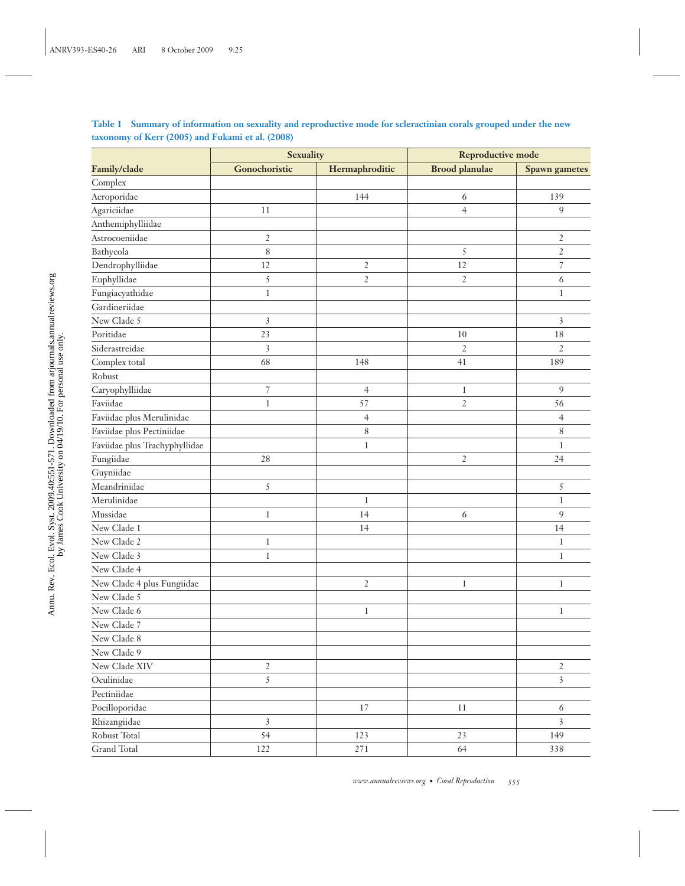**Table 1 Summary of information on sexuality and reproductive mode for scleractinian corals grouped under the new taxonomy of Kerr (2005) and Fukami et al. (2008)**

| | Sexuality | | Reproductive mode | |
|---|---|---|---|---|
| Family/clade | Gonochoristic | Hermaphroditic | Brood planulae | Spawn gametes |
| Complex | | | | |
| Acroporidae | | 144 | 6 | 139 |
| Agariciidae | 11 | | 4 | 9 |
| Anthemiphylliidae | | | | |
| Astrocoeniidae | 2 | | | 2 |
| Bathycola | 8 | | 5 | 2 |
| Dendrophylliidae | 12 | 2 | 12 | 7 |
| Euphyllidae | 5 | 2 | 2 | 6 |
| Fungiacyathidae | 1 | | | 1 |
| Gardineriidae | | | | |
| New Clade 5 | 3 | | | 3 |
| Poritidae | 23 | | 10 | 18 |
| Siderastreidae | 3 | | 2 | 2 |
| Complex total | 68 | 148 | 41 | 189 |
| Robust | | | | |
| Caryophylliidae | 7 | 4 | 1 | 9 |
| Faviidae | 1 | 57 | 2 | 56 |
| Faviidae plus Merulinidae | | 4 | | 4 |
| Faviidae plus Pectiniidae | | 8 | | 8 |
| Faviidae plus Trachyphyllidae | | 1 | | 1 |
| Fungiidae | 28 | | 2 | 24 |
| Guyniidae | | | | |
| Meandrinidae | 5 | | | 5 |
| Merulinidae | | 1 | | 1 |
| Mussidae | 1 | 14 | 6 | 9 |
| New Clade 1 | | 14 | | 14 |
| New Clade 2 | 1 | | | 1 |
| New Clade 3 | 1 | | | 1 |
| New Clade 4 | | | | |
| New Clade 4 plus Fungiidae | | 2 | 1 | 1 |
| New Clade 5 | | | | |
| New Clade 6 | | 1 | | 1 |
| New Clade 7 | | | | |
| New Clade 8 | | | | |
| New Clade 9 | | | | |
| New Clade XIV | 2 | | | 2 |
| Oculinidae | 5 | | | 3 |
| Pectiniidae | | | | |
| Pocilloporidae | | 17 | 11 | 6 |
| Rhizangiidae | 3 | | | 3 |
| Robust Total | 54 | 123 | 23 | 149 |
| Grand Total | 122 | 271 | 64 | 338 |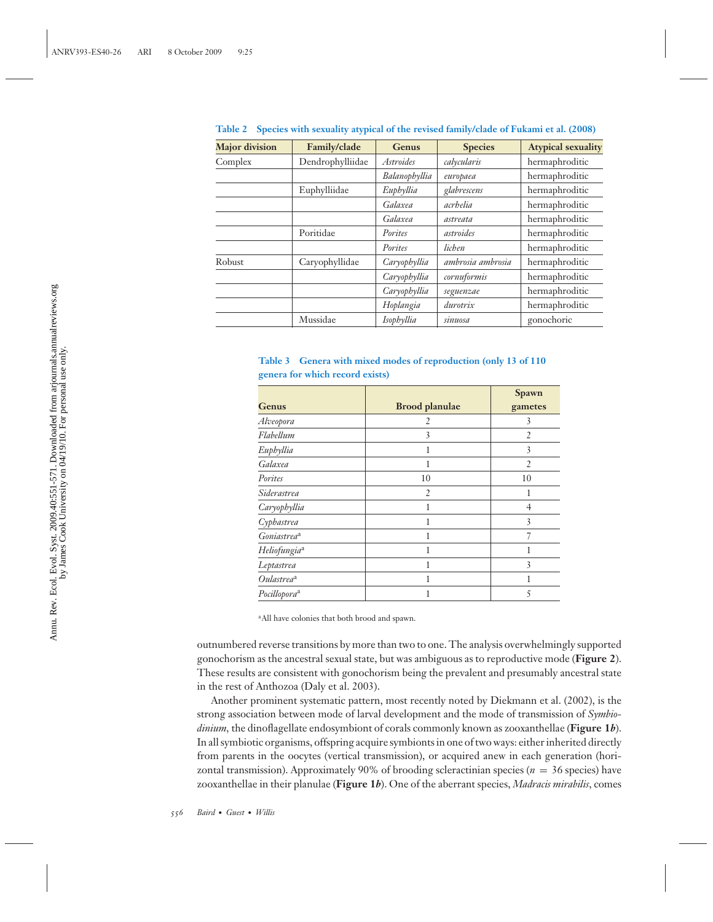**Table 2 Species with sexuality atypical of the revised family/clade of Fukami et al. (2008)**

| Major division | Family/clade | Genus | Species | Atypical sexuality |
| --- | --- | --- | --- | --- |
| Complex | Dendrophylliidae | *Astroides* | *calycularis* | hermaphroditic |
| | | *Balanophyllia* | *europaea* | hermaphroditic |
| | Euphylliidae | *Euphyllia* | *glabrescens* | hermaphroditic |
| | | *Galaxea* | *acrhelia* | hermaphroditic |
| | | *Galaxea* | *astreata* | hermaphroditic |
| | Poritidae | *Porites* | *astroides* | hermaphroditic |
| | | *Porites* | *lichen* | hermaphroditic |
| Robust | Caryophyllidae | *Caryophyllia* | *ambrosia ambrosia* | hermaphroditic |
| | | *Caryophyllia* | *cornuformis* | hermaphroditic |
| | | *Caryophyllia* | *seguenzae* | hermaphroditic |
| | | *Hoplangia* | *durotrix* | hermaphroditic |
| | Mussidae | *Isophyllia* | *sinuosa* | gonochoric |

**Table 3 Genera with mixed modes of reproduction (only 13 of 110 genera for which record exists)**

| Genus | Brood planulae | Spawn gametes |
| --- | --- | --- |
| *Alveopora* | 2 | 3 |
| *Flabellum* | 3 | 2 |
| *Euphyllia* | 1 | 3 |
| *Galaxea* | 1 | 2 |
| *Porites* | 10 | 10 |
| *Siderastrea* | 2 | 1 |
| *Caryophyllia* | 1 | 4 |
| *Cyphastrea* | 1 | 3 |
| *Goniastrea*[a] | 1 | 7 |
| *Heliofungia*[a] | 1 | 1 |
| *Leptastrea* | 1 | 3 |
| *Oulastrea*[a] | 1 | 1 |
| *Pocillopora*[a] | 1 | 5 |

[a]All have colonies that both brood and spawn.

outnumbered reverse transitions by more than two to one. The analysis overwhelmingly supported gonochorism as the ancestral sexual state, but was ambiguous as to reproductive mode (**Figure 2**). These results are consistent with gonochorism being the prevalent and presumably ancestral state in the rest of Anthozoa (Daly et al. 2003).

Another prominent systematic pattern, most recently noted by Diekmann et al. (2002), is the strong association between mode of larval development and the mode of transmission of *Symbiodinium*, the dinoflagellate endosymbiont of corals commonly known as zooxanthellae (**Figure 1*b***). In all symbiotic organisms, offspring acquire symbionts in one of two ways: either inherited directly from parents in the oocytes (vertical transmission), or acquired anew in each generation (horizontal transmission). Approximately 90% of brooding scleractinian species ($n = 36$ species) have zooxanthellae in their planulae (**Figure 1*b***). One of the aberrant species, *Madracis mirabilis*, comes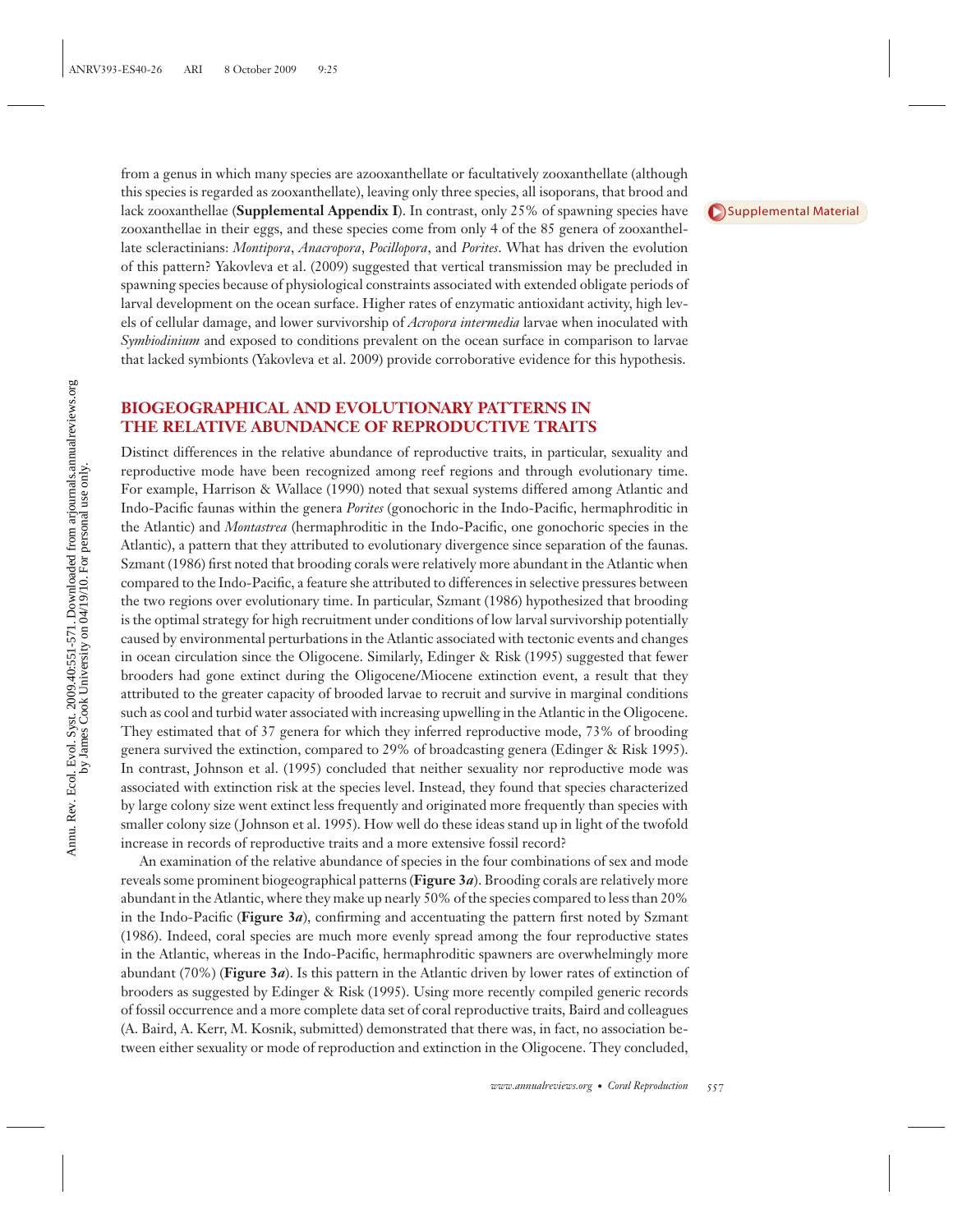from a genus in which many species are azooxanthellate or facultatively zooxanthellate (although this species is regarded as zooxanthellate), leaving only three species, all isoporans, that brood and lack zooxanthellae (**Supplemental Appendix I**). In contrast, only 25% of spawning species have zooxanthellae in their eggs, and these species come from only 4 of the 85 genera of zooxanthellate scleractinians: *Montipora*, *Anacropora*, *Pocillopora*, and *Porites*. What has driven the evolution of this pattern? Yakovleva et al. (2009) suggested that vertical transmission may be precluded in spawning species because of physiological constraints associated with extended obligate periods of larval development on the ocean surface. Higher rates of enzymatic antioxidant activity, high levels of cellular damage, and lower survivorship of *Acropora intermedia* larvae when inoculated with *Symbiodinium* and exposed to conditions prevalent on the ocean surface in comparison to larvae that lacked symbionts (Yakovleva et al. 2009) provide corroborative evidence for this hypothesis.

## BIOGEOGRAPHICAL AND EVOLUTIONARY PATTERNS IN THE RELATIVE ABUNDANCE OF REPRODUCTIVE TRAITS

Distinct differences in the relative abundance of reproductive traits, in particular, sexuality and reproductive mode have been recognized among reef regions and through evolutionary time. For example, Harrison & Wallace (1990) noted that sexual systems differed among Atlantic and Indo-Pacific faunas within the genera *Porites* (gonochoric in the Indo-Pacific, hermaphroditic in the Atlantic) and *Montastrea* (hermaphroditic in the Indo-Pacific, one gonochoric species in the Atlantic), a pattern that they attributed to evolutionary divergence since separation of the faunas. Szmant (1986) first noted that brooding corals were relatively more abundant in the Atlantic when compared to the Indo-Pacific, a feature she attributed to differences in selective pressures between the two regions over evolutionary time. In particular, Szmant (1986) hypothesized that brooding is the optimal strategy for high recruitment under conditions of low larval survivorship potentially caused by environmental perturbations in the Atlantic associated with tectonic events and changes in ocean circulation since the Oligocene. Similarly, Edinger & Risk (1995) suggested that fewer brooders had gone extinct during the Oligocene/Miocene extinction event, a result that they attributed to the greater capacity of brooded larvae to recruit and survive in marginal conditions such as cool and turbid water associated with increasing upwelling in the Atlantic in the Oligocene. They estimated that of 37 genera for which they inferred reproductive mode, 73% of brooding genera survived the extinction, compared to 29% of broadcasting genera (Edinger & Risk 1995). In contrast, Johnson et al. (1995) concluded that neither sexuality nor reproductive mode was associated with extinction risk at the species level. Instead, they found that species characterized by large colony size went extinct less frequently and originated more frequently than species with smaller colony size (Johnson et al. 1995). How well do these ideas stand up in light of the twofold increase in records of reproductive traits and a more extensive fossil record?

An examination of the relative abundance of species in the four combinations of sex and mode reveals some prominent biogeographical patterns (**Figure 3*a***). Brooding corals are relatively more abundant in the Atlantic, where they make up nearly 50% of the species compared to less than 20% in the Indo-Pacific (**Figure 3*a***), confirming and accentuating the pattern first noted by Szmant (1986). Indeed, coral species are much more evenly spread among the four reproductive states in the Atlantic, whereas in the Indo-Pacific, hermaphroditic spawners are overwhelmingly more abundant (70%) (**Figure 3*a***). Is this pattern in the Atlantic driven by lower rates of extinction of brooders as suggested by Edinger & Risk (1995). Using more recently compiled generic records of fossil occurrence and a more complete data set of coral reproductive traits, Baird and colleagues (A. Baird, A. Kerr, M. Kosnik, submitted) demonstrated that there was, in fact, no association between either sexuality or mode of reproduction and extinction in the Oligocene. They concluded,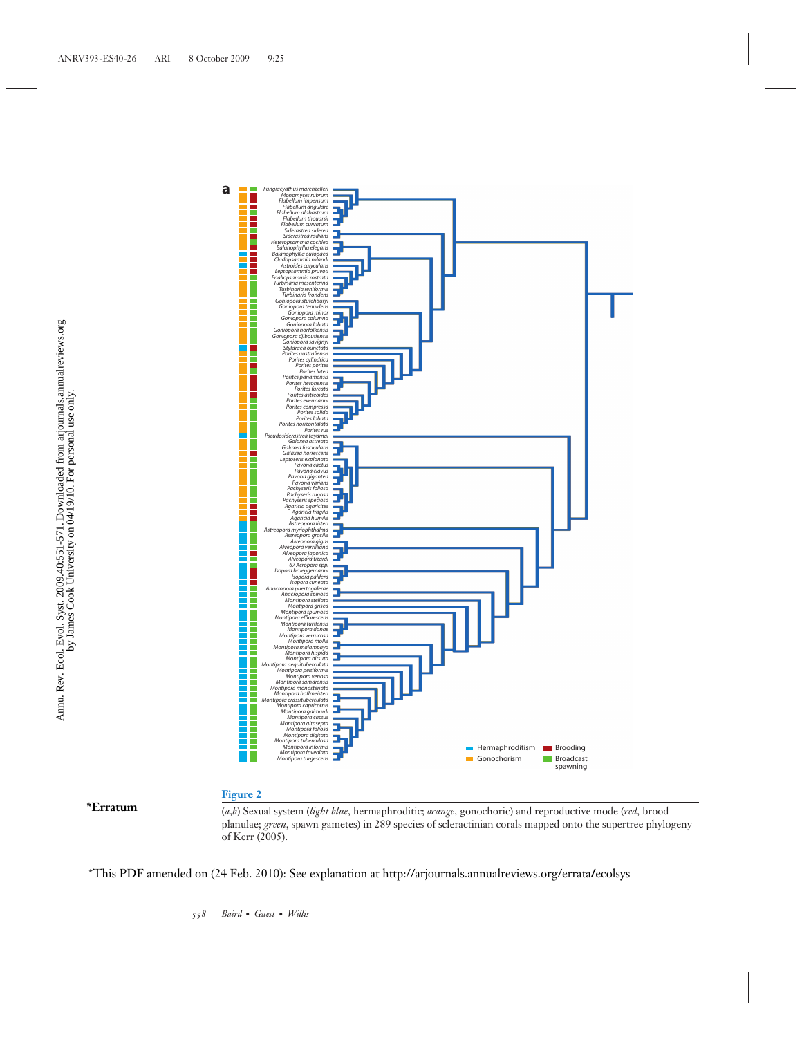a

Fungiacyathus marenzelleri
Monomyces rubrum
Flabellum impensum
Flabellum angulare
Flabellum alabastrum
Flabellum thouarsii
Flabellum curvatum
Siderastrea siderea
Siderastrea radians
Heteropsammia cochlea
Balanophyllia elegans
Balanophyllia europaea
Cladopsammia rolandi
Astroides calycularis
Leptopsammia pruvoti
Enallopsammia rostrata
Turbinaria mesenterina
Turbinaria reniformis
Turbinaria frondens
Goniopora stutchburyi
Goniopora tenuidens
Goniopora minor
Goniopora columna
Goniopora lobata
Goniopora norfolkensis
Goniopora djiboutiensis
Goniopora savignyi
Stylaraea punctata
Porites australiensis
Porites cylindrica
Porites porites
Porites lutea
Porites panamensis
Porites heronensis
Porites furcata
Porites astreoides
Porites evermanni
Porites compressa
Porites solida
Porites lobata
Porites horizontalata
Porites rus
Pseudosiderastrea tayamai
Galaxea astreata
Galaxea fascicularis
Galaxea horrescens
Leptoseris explanata
Pavona cactus
Pavona clavus
Pavona gigantea
Pavona varians
Pachyseris foliosa
Pachyseris rugosa
Pachyseris speciosa
Agaricia agaricites
Agaricia fragilis
Agaricia humilis
Astreopora listeri
Astreopora myriophthalma
Astreopora gracilis
Alveopora gigas
Alveopora verrilliana
Alveopora japonica
Alveopora tizardi
67 Acropora spp.
Isopora brueggemanni
Isopora palifera
Isopora cuneata
Anacropora puertogalerae
Anacropora spinosa
Montipora stellata
Montipora grisea
Montipora spumosa
Montipora efflorescens
Montipora turtlensis
Montipora danae
Montipora verrucosa
Montipora mollis
Montipora malampaya
Montipora hispida
Montipora hirsuta
Montipora aequituberculata
Montipora peltiformis
Montipora venosa
Montipora samarensis
Montipora monasteriata
Montipora hoffmeisteri
Montipora crassituberculata
Montipora capricornis
Montipora gaimardi
Montipora cactus
Montipora altasepta
Montipora foliosa
Montipora digitata
Montipora tuberculosa
Montipora informis
Montipora foveolata
Montipora turgescens

Hermaphroditism | Gonochorism | Brooding | Broadcast spawning

**Figure 2**

(*a*,*b*) Sexual system (*light blue*, hermaphroditic; *orange*, gonochoric) and reproductive mode (*red*, brood planulae; *green*, spawn gametes) in 289 species of scleractinian corals mapped onto the supertree phylogeny of Kerr (2005).

**\*Erratum**

\*This PDF amended on (24 Feb. 2010): See explanation at http://arjournals.annualreviews.org/errata/ecolsys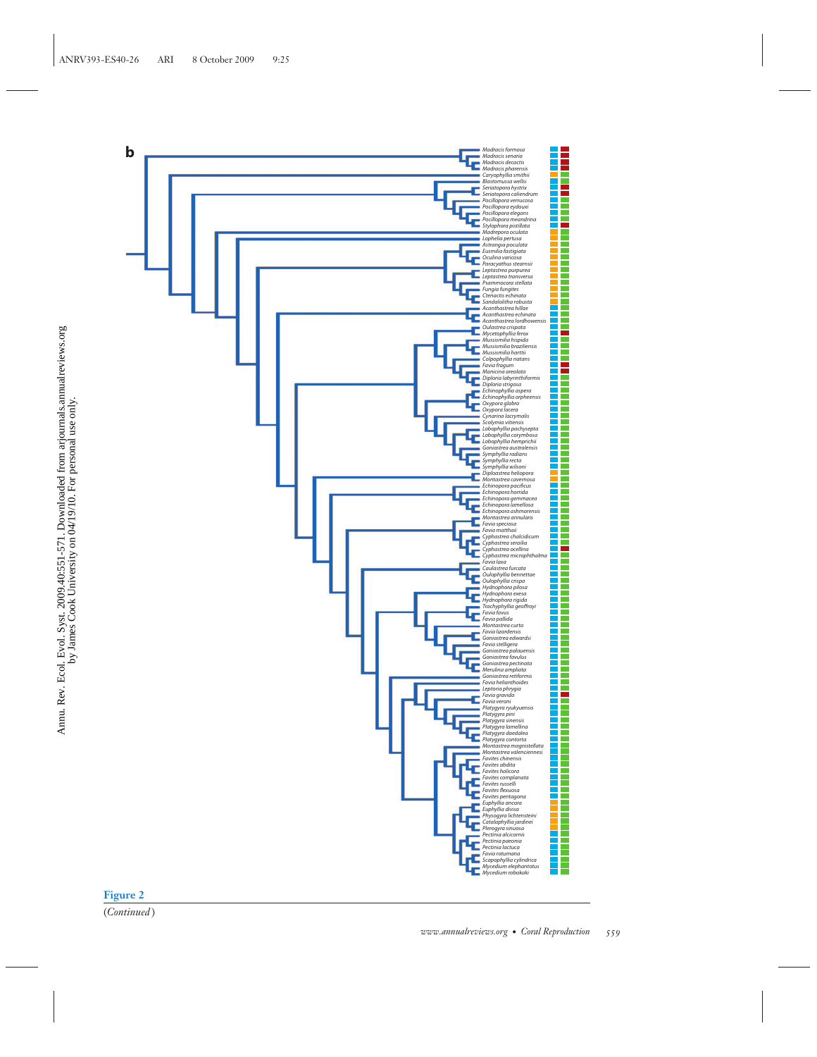**b**

*Madracis formosa*
*Madracis senaria*
*Madracis decactis*
*Madracis pharensis*
*Caryophyllia smithii*
*Blastomussa wellsi*
*Seriatopora hystrix*
*Seriatopora caliendrum*
*Pocillopora verrucosa*
*Pocillopora eydouxi*
*Pocillopora elegans*
*Pocillopora meandrina*
*Stylophora pistillata*
*Madrepora oculata*
*Lophelia pertusa*
*Astrangia poculata*
*Eusmilia fastigiata*
*Oculina varicosa*
*Paracyathus stearnsii*
*Leptastrea purpurea*
*Leptastrea transversa*
*Psammocora stellata*
*Fungia fungites*
*Ctenactis echinata*
*Sandalolitha robusta*
*Acanthastrea hillae*
*Acanthastrea echinata*
*Acanthastrea lordhowensis*
*Oulastrea crispata*
*Mycetophyllia ferox*
*Mussismilia hispida*
*Mussismilia braziliensis*
*Mussismilia harttii*
*Colpophyllia natans*
*Favia fragum*
*Manicina areolata*
*Diploria labyrinthiformis*
*Diploria strigosa*
*Echinophyllia aspera*
*Echinophyllia orpheensis*
*Oxypora glabra*
*Oxypora lacera*
*Cynarina lacrymalis*
*Scolymia vitiensis*
*Lobophyllia pachysepta*
*Lobophyllia corymbosa*
*Lobophyllia hemprichii*
*Goniastrea australensis*
*Symphyllia radians*
*Symphyllia recta*
*Symphyllia wilsoni*
*Diploastrea heliopora*
*Montastrea cavernosa*
*Echinopora pacificus*
*Echinopora horrida*
*Echinopora gemmacea*
*Echinopora lamellosa*
*Echinopora ashmorensis*
*Montastrea annularis*
*Favia speciosa*
*Favia matthaii*
*Cyphastrea chalcidicum*
*Cyphastrea serailia*
*Cyphastrea ocellina*
*Cyphastrea microphthalma*
*Favia laxa*
*Caulastrea furcata*
*Oulophyllia bennettae*
*Oulophyllia crispa*
*Hydnophora pilosa*
*Hydnophora exesa*
*Hydnophora rigida*
*Trachyphyllia geoffroyi*
*Favia favus*
*Favia pallida*
*Montastrea curta*
*Favia lizardensis*
*Goniastrea edwardsi*
*Favia stelligera*
*Goniastrea palauensis*
*Goniastrea favulus*
*Goniastrea pectinata*
*Merulina ampliata*
*Goniastrea retiformis*
*Favia helianthoides*
*Leptoria phrygia*
*Favia gravida*
*Favia veroni*
*Platygyra ryukyuensis*
*Platygyra pini*
*Platygyra sinensis*
*Platygyra lamellina*
*Platygyra daedalea*
*Platygyra contorta*
*Montastrea magnistellata*
*Montastrea valenciennesi*
*Favites chinensis*
*Favites abdita*
*Favites halicora*
*Favites complanata*
*Favites russelli*
*Favites flexuosa*
*Favites pentagona*
*Euphyllia ancora*
*Euphyllia divisa*
*Physogyra lichtensteini*
*Catalaphyllia jardinei*
*Plerogyra sinuosa*
*Pectinia alcicornis*
*Pectinia paeonia*
*Pectinia lactuca*
*Favia rotumana*
*Scapophyllia cylindrica*
*Mycedium elephantotus*
*Mycedium robokaki*

**Figure 2**

(*Continued*)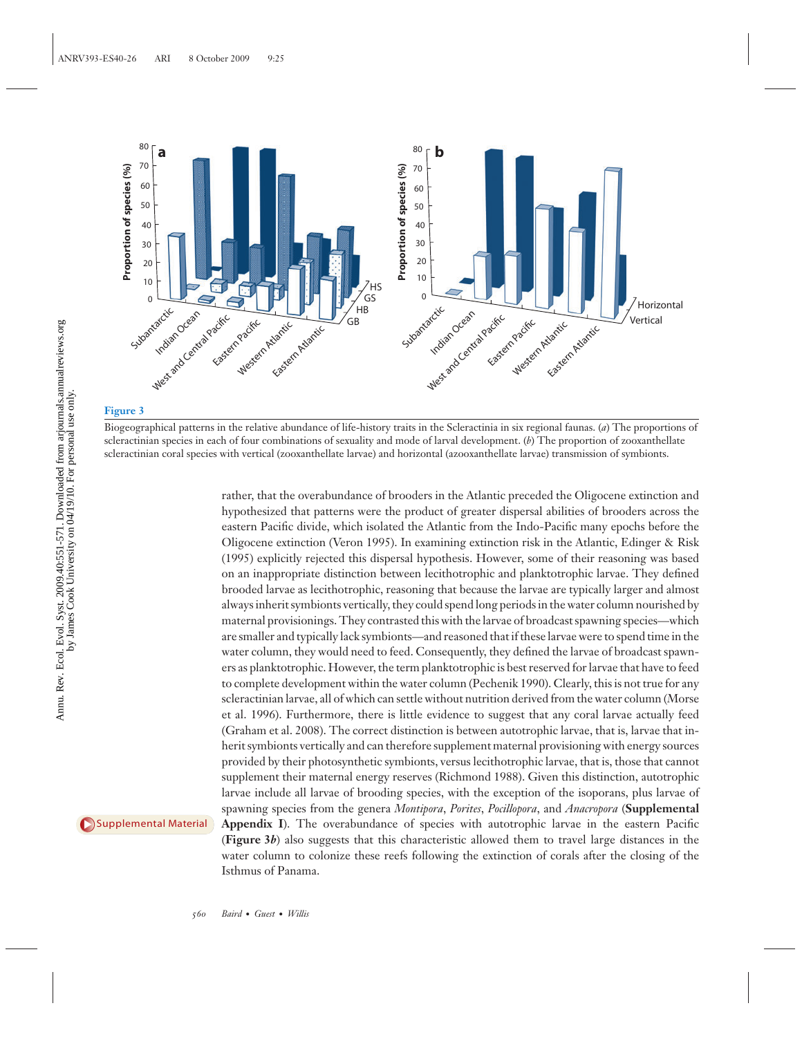**Figure 3**

Biogeographical patterns in the relative abundance of life-history traits in the Scleractinia in six regional faunas. (*a*) The proportions of scleractinian species in each of four combinations of sexuality and mode of larval development. (*b*) The proportion of zooxanthellate scleractinian coral species with vertical (zooxanthellate larvae) and horizontal (azooxanthellate larvae) transmission of symbionts.

rather, that the overabundance of brooders in the Atlantic preceded the Oligocene extinction and hypothesized that patterns were the product of greater dispersal abilities of brooders across the eastern Pacific divide, which isolated the Atlantic from the Indo-Pacific many epochs before the Oligocene extinction (Veron 1995). In examining extinction risk in the Atlantic, Edinger & Risk (1995) explicitly rejected this dispersal hypothesis. However, some of their reasoning was based on an inappropriate distinction between lecithotrophic and planktotrophic larvae. They defined brooded larvae as lecithotrophic, reasoning that because the larvae are typically larger and almost always inherit symbionts vertically, they could spend long periods in the water column nourished by maternal provisionings. They contrasted this with the larvae of broadcast spawning species—which are smaller and typically lack symbionts—and reasoned that if these larvae were to spend time in the water column, they would need to feed. Consequently, they defined the larvae of broadcast spawners as planktotrophic. However, the term planktotrophic is best reserved for larvae that have to feed to complete development within the water column (Pechenik 1990). Clearly, this is not true for any scleractinian larvae, all of which can settle without nutrition derived from the water column (Morse et al. 1996). Furthermore, there is little evidence to suggest that any coral larvae actually feed (Graham et al. 2008). The correct distinction is between autotrophic larvae, that is, larvae that inherit symbionts vertically and can therefore supplement maternal provisioning with energy sources provided by their photosynthetic symbionts, versus lecithotrophic larvae, that is, those that cannot supplement their maternal energy reserves (Richmond 1988). Given this distinction, autotrophic larvae include all larvae of brooding species, with the exception of the isoporans, plus larvae of spawning species from the genera *Montipora*, *Porites*, *Pocillopora*, and *Anacropora* (**Supplemental Appendix I**). The overabundance of species with autotrophic larvae in the eastern Pacific (**Figure 3*b***) also suggests that this characteristic allowed them to travel large distances in the water column to colonize these reefs following the extinction of corals after the closing of the Isthmus of Panama.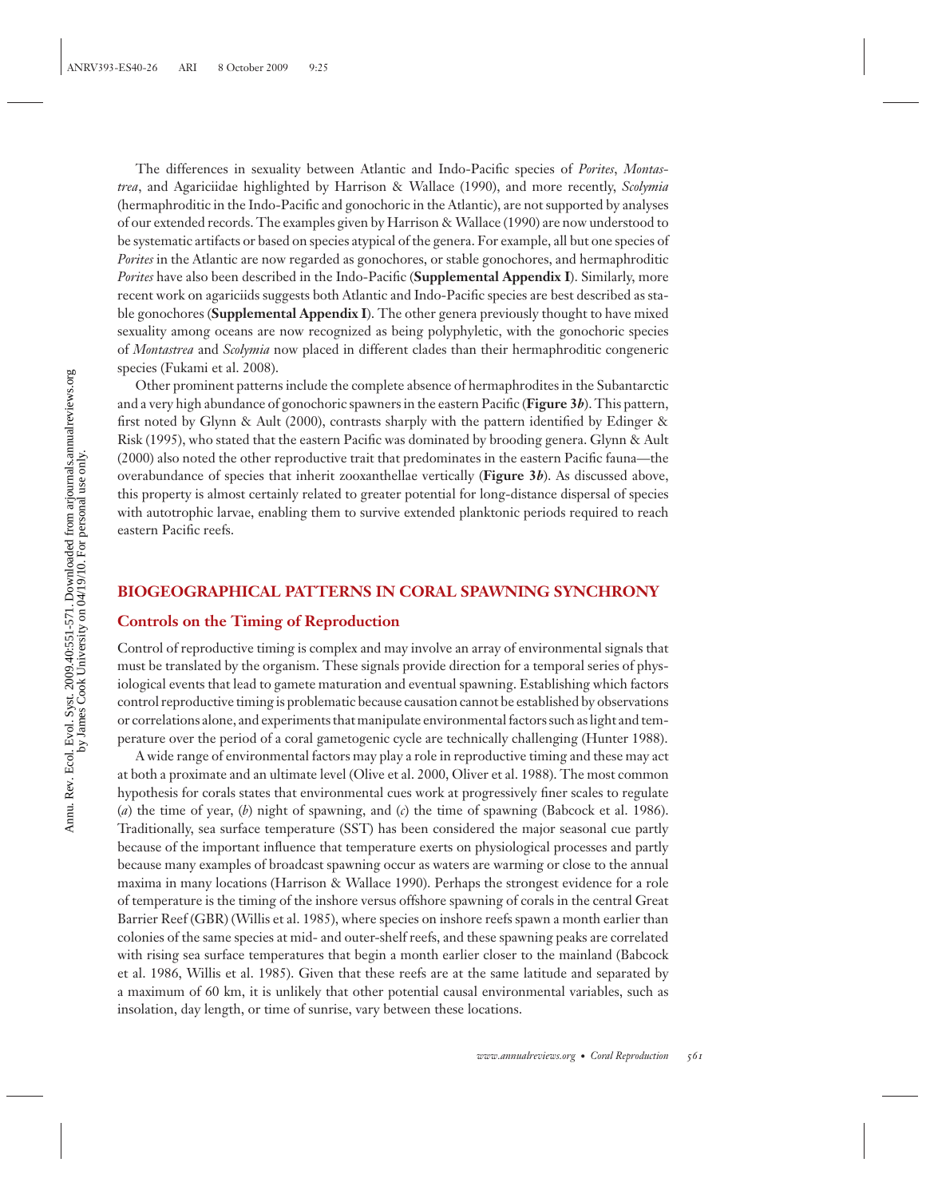The differences in sexuality between Atlantic and Indo-Pacific species of *Porites*, *Montastrea*, and Agariciidae highlighted by Harrison & Wallace (1990), and more recently, *Scolymia* (hermaphroditic in the Indo-Pacific and gonochoric in the Atlantic), are not supported by analyses of our extended records. The examples given by Harrison & Wallace (1990) are now understood to be systematic artifacts or based on species atypical of the genera. For example, all but one species of *Porites* in the Atlantic are now regarded as gonochores, or stable gonochores, and hermaphroditic *Porites* have also been described in the Indo-Pacific (**Supplemental Appendix I**). Similarly, more recent work on agariciids suggests both Atlantic and Indo-Pacific species are best described as stable gonochores (**Supplemental Appendix I**). The other genera previously thought to have mixed sexuality among oceans are now recognized as being polyphyletic, with the gonochoric species of *Montastrea* and *Scolymia* now placed in different clades than their hermaphroditic congeneric species (Fukami et al. 2008).

Other prominent patterns include the complete absence of hermaphrodites in the Subantarctic and a very high abundance of gonochoric spawners in the eastern Pacific (**Figure 3*b***). This pattern, first noted by Glynn & Ault (2000), contrasts sharply with the pattern identified by Edinger & Risk (1995), who stated that the eastern Pacific was dominated by brooding genera. Glynn & Ault (2000) also noted the other reproductive trait that predominates in the eastern Pacific fauna—the overabundance of species that inherit zooxanthellae vertically (**Figure 3*b***). As discussed above, this property is almost certainly related to greater potential for long-distance dispersal of species with autotrophic larvae, enabling them to survive extended planktonic periods required to reach eastern Pacific reefs.

## BIOGEOGRAPHICAL PATTERNS IN CORAL SPAWNING SYNCHRONY

### Controls on the Timing of Reproduction

Control of reproductive timing is complex and may involve an array of environmental signals that must be translated by the organism. These signals provide direction for a temporal series of physiological events that lead to gamete maturation and eventual spawning. Establishing which factors control reproductive timing is problematic because causation cannot be established by observations or correlations alone, and experiments that manipulate environmental factors such as light and temperature over the period of a coral gametogenic cycle are technically challenging (Hunter 1988).

A wide range of environmental factors may play a role in reproductive timing and these may act at both a proximate and an ultimate level (Olive et al. 2000, Oliver et al. 1988). The most common hypothesis for corals states that environmental cues work at progressively finer scales to regulate (*a*) the time of year, (*b*) night of spawning, and (*c*) the time of spawning (Babcock et al. 1986). Traditionally, sea surface temperature (SST) has been considered the major seasonal cue partly because of the important influence that temperature exerts on physiological processes and partly because many examples of broadcast spawning occur as waters are warming or close to the annual maxima in many locations (Harrison & Wallace 1990). Perhaps the strongest evidence for a role of temperature is the timing of the inshore versus offshore spawning of corals in the central Great Barrier Reef (GBR) (Willis et al. 1985), where species on inshore reefs spawn a month earlier than colonies of the same species at mid- and outer-shelf reefs, and these spawning peaks are correlated with rising sea surface temperatures that begin a month earlier closer to the mainland (Babcock et al. 1986, Willis et al. 1985). Given that these reefs are at the same latitude and separated by a maximum of 60 km, it is unlikely that other potential causal environmental variables, such as insolation, day length, or time of sunrise, vary between these locations.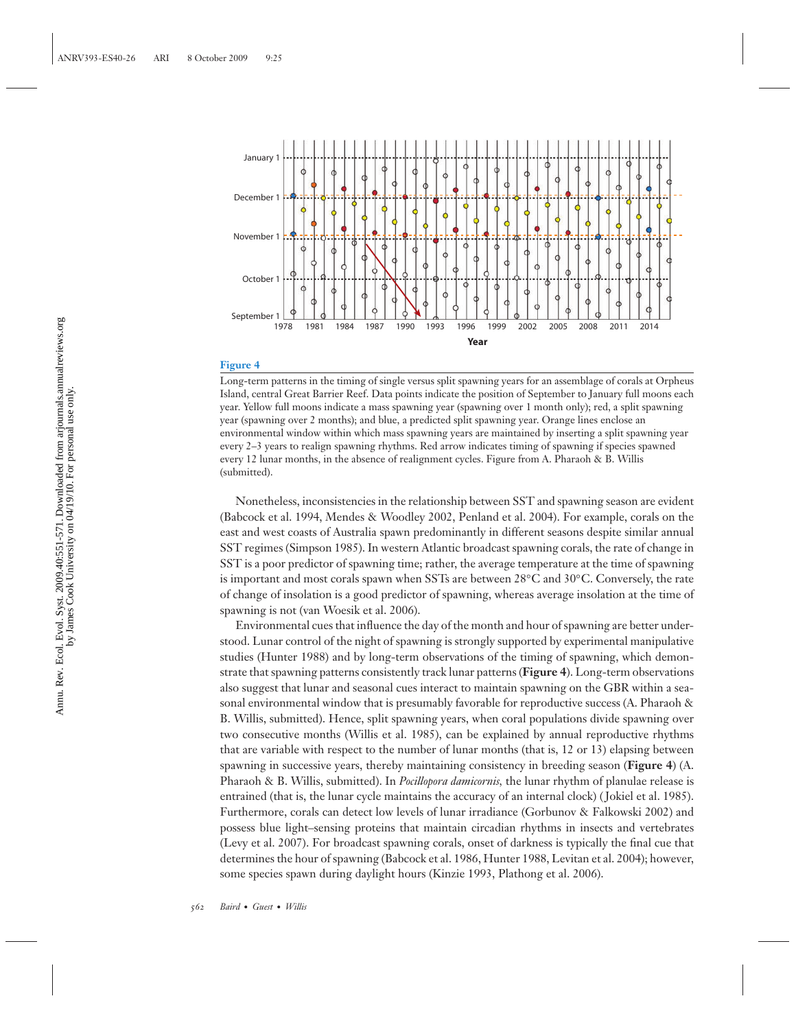**Figure 4**

Long-term patterns in the timing of single versus split spawning years for an assemblage of corals at Orpheus Island, central Great Barrier Reef. Data points indicate the position of September to January full moons each year. Yellow full moons indicate a mass spawning year (spawning over 1 month only); red, a split spawning year (spawning over 2 months); and blue, a predicted split spawning year. Orange lines enclose an environmental window within which mass spawning years are maintained by inserting a split spawning year every 2–3 years to realign spawning rhythms. Red arrow indicates timing of spawning if species spawned every 12 lunar months, in the absence of realignment cycles. Figure from A. Pharaoh & B. Willis (submitted).

Nonetheless, inconsistencies in the relationship between SST and spawning season are evident (Babcock et al. 1994, Mendes & Woodley 2002, Penland et al. 2004). For example, corals on the east and west coasts of Australia spawn predominantly in different seasons despite similar annual SST regimes (Simpson 1985). In western Atlantic broadcast spawning corals, the rate of change in SST is a poor predictor of spawning time; rather, the average temperature at the time of spawning is important and most corals spawn when SSTs are between 28°C and 30°C. Conversely, the rate of change of insolation is a good predictor of spawning, whereas average insolation at the time of spawning is not (van Woesik et al. 2006).

Environmental cues that influence the day of the month and hour of spawning are better understood. Lunar control of the night of spawning is strongly supported by experimental manipulative studies (Hunter 1988) and by long-term observations of the timing of spawning, which demonstrate that spawning patterns consistently track lunar patterns (**Figure 4**). Long-term observations also suggest that lunar and seasonal cues interact to maintain spawning on the GBR within a seasonal environmental window that is presumably favorable for reproductive success (A. Pharaoh & B. Willis, submitted). Hence, split spawning years, when coral populations divide spawning over two consecutive months (Willis et al. 1985), can be explained by annual reproductive rhythms that are variable with respect to the number of lunar months (that is, 12 or 13) elapsing between spawning in successive years, thereby maintaining consistency in breeding season (**Figure 4**) (A. Pharaoh & B. Willis, submitted). In *Pocillopora damicornis*, the lunar rhythm of planulae release is entrained (that is, the lunar cycle maintains the accuracy of an internal clock) (Jokiel et al. 1985). Furthermore, corals can detect low levels of lunar irradiance (Gorbunov & Falkowski 2002) and possess blue light–sensing proteins that maintain circadian rhythms in insects and vertebrates (Levy et al. 2007). For broadcast spawning corals, onset of darkness is typically the final cue that determines the hour of spawning (Babcock et al. 1986, Hunter 1988, Levitan et al. 2004); however, some species spawn during daylight hours (Kinzie 1993, Plathong et al. 2006).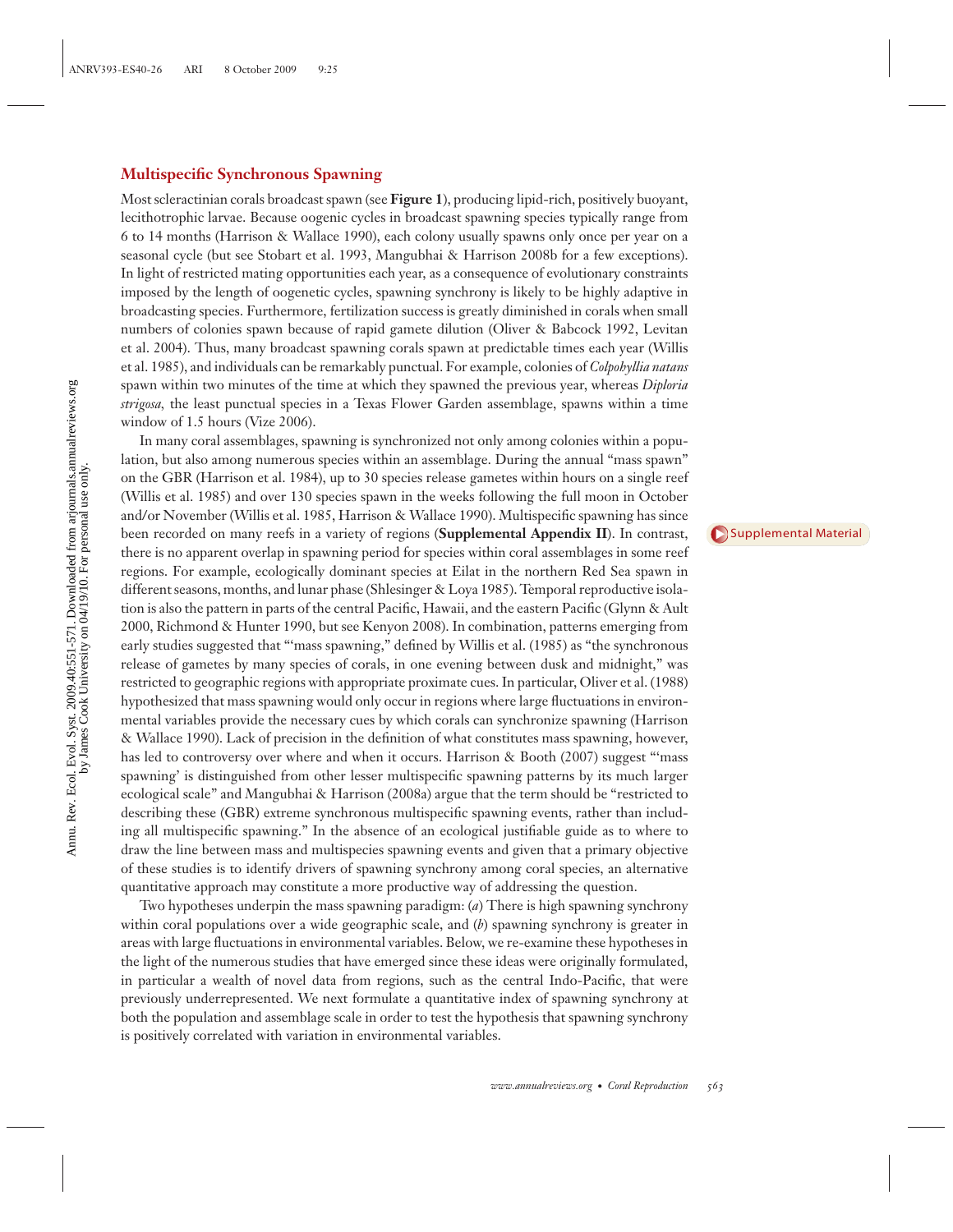## Multispecific Synchronous Spawning

Most scleractinian corals broadcast spawn (see **Figure 1**), producing lipid-rich, positively buoyant, lecithotrophic larvae. Because oogenic cycles in broadcast spawning species typically range from 6 to 14 months (Harrison & Wallace 1990), each colony usually spawns only once per year on a seasonal cycle (but see Stobart et al. 1993, Mangubhai & Harrison 2008b for a few exceptions). In light of restricted mating opportunities each year, as a consequence of evolutionary constraints imposed by the length of oogenetic cycles, spawning synchrony is likely to be highly adaptive in broadcasting species. Furthermore, fertilization success is greatly diminished in corals when small numbers of colonies spawn because of rapid gamete dilution (Oliver & Babcock 1992, Levitan et al. 2004). Thus, many broadcast spawning corals spawn at predictable times each year (Willis et al. 1985), and individuals can be remarkably punctual. For example, colonies of *Colpohyllia natans* spawn within two minutes of the time at which they spawned the previous year, whereas *Diploria strigosa*, the least punctual species in a Texas Flower Garden assemblage, spawns within a time window of 1.5 hours (Vize 2006).

In many coral assemblages, spawning is synchronized not only among colonies within a population, but also among numerous species within an assemblage. During the annual "mass spawn" on the GBR (Harrison et al. 1984), up to 30 species release gametes within hours on a single reef (Willis et al. 1985) and over 130 species spawn in the weeks following the full moon in October and/or November (Willis et al. 1985, Harrison & Wallace 1990). Multispecific spawning has since been recorded on many reefs in a variety of regions (**Supplemental Appendix II**). In contrast, there is no apparent overlap in spawning period for species within coral assemblages in some reef regions. For example, ecologically dominant species at Eilat in the northern Red Sea spawn in different seasons, months, and lunar phase (Shlesinger & Loya 1985). Temporal reproductive isolation is also the pattern in parts of the central Pacific, Hawaii, and the eastern Pacific (Glynn & Ault 2000, Richmond & Hunter 1990, but see Kenyon 2008). In combination, patterns emerging from early studies suggested that "'mass spawning," defined by Willis et al. (1985) as "the synchronous release of gametes by many species of corals, in one evening between dusk and midnight," was restricted to geographic regions with appropriate proximate cues. In particular, Oliver et al. (1988) hypothesized that mass spawning would only occur in regions where large fluctuations in environmental variables provide the necessary cues by which corals can synchronize spawning (Harrison & Wallace 1990). Lack of precision in the definition of what constitutes mass spawning, however, has led to controversy over where and when it occurs. Harrison & Booth (2007) suggest "'mass spawning' is distinguished from other lesser multispecific spawning patterns by its much larger ecological scale" and Mangubhai & Harrison (2008a) argue that the term should be "restricted to describing these (GBR) extreme synchronous multispecific spawning events, rather than including all multispecific spawning." In the absence of an ecological justifiable guide as to where to draw the line between mass and multispecies spawning events and given that a primary objective of these studies is to identify drivers of spawning synchrony among coral species, an alternative quantitative approach may constitute a more productive way of addressing the question.

Two hypotheses underpin the mass spawning paradigm: (*a*) There is high spawning synchrony within coral populations over a wide geographic scale, and (*b*) spawning synchrony is greater in areas with large fluctuations in environmental variables. Below, we re-examine these hypotheses in the light of the numerous studies that have emerged since these ideas were originally formulated, in particular a wealth of novel data from regions, such as the central Indo-Pacific, that were previously underrepresented. We next formulate a quantitative index of spawning synchrony at both the population and assemblage scale in order to test the hypothesis that spawning synchrony is positively correlated with variation in environmental variables.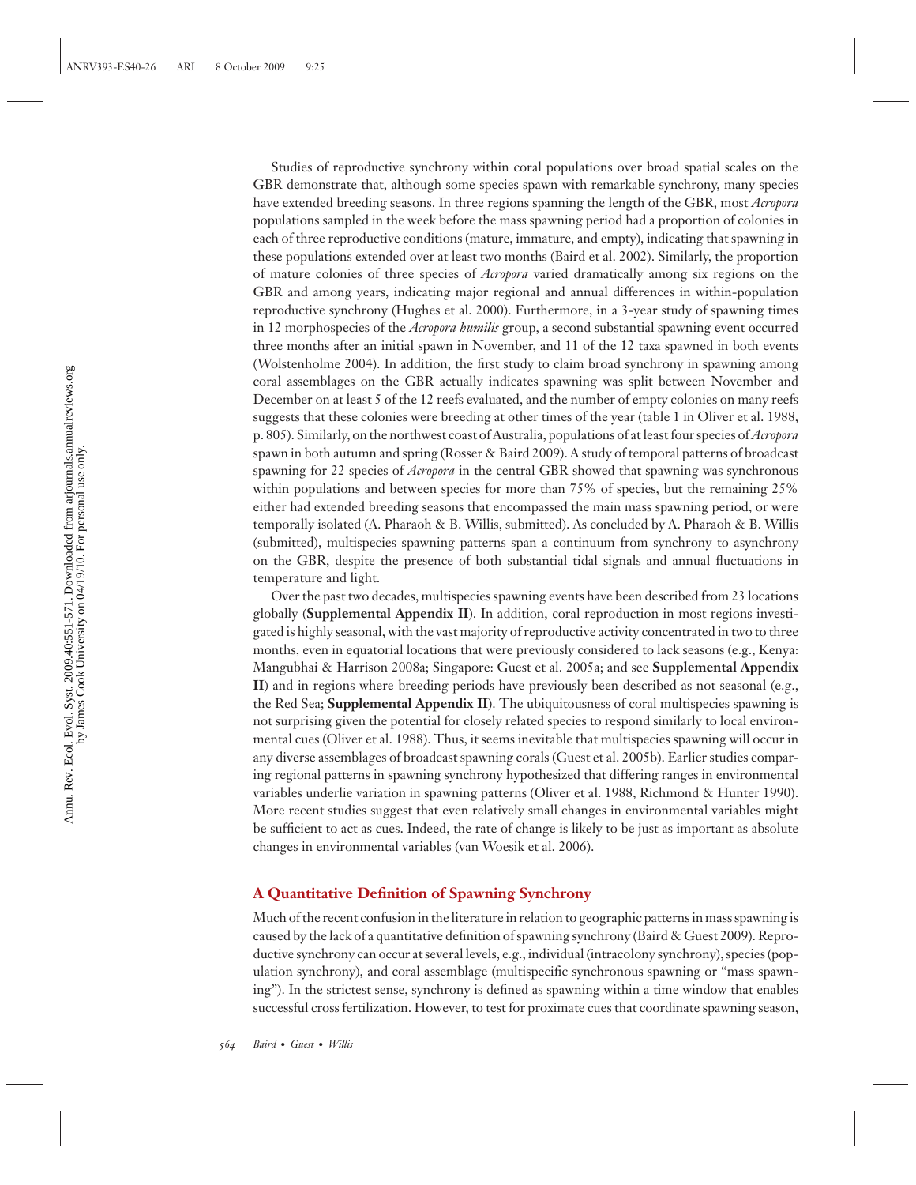Studies of reproductive synchrony within coral populations over broad spatial scales on the GBR demonstrate that, although some species spawn with remarkable synchrony, many species have extended breeding seasons. In three regions spanning the length of the GBR, most *Acropora* populations sampled in the week before the mass spawning period had a proportion of colonies in each of three reproductive conditions (mature, immature, and empty), indicating that spawning in these populations extended over at least two months (Baird et al. 2002). Similarly, the proportion of mature colonies of three species of *Acropora* varied dramatically among six regions on the GBR and among years, indicating major regional and annual differences in within-population reproductive synchrony (Hughes et al. 2000). Furthermore, in a 3-year study of spawning times in 12 morphospecies of the *Acropora humilis* group, a second substantial spawning event occurred three months after an initial spawn in November, and 11 of the 12 taxa spawned in both events (Wolstenholme 2004). In addition, the first study to claim broad synchrony in spawning among coral assemblages on the GBR actually indicates spawning was split between November and December on at least 5 of the 12 reefs evaluated, and the number of empty colonies on many reefs suggests that these colonies were breeding at other times of the year (table 1 in Oliver et al. 1988, p. 805). Similarly, on the northwest coast of Australia, populations of at least four species of *Acropora* spawn in both autumn and spring (Rosser & Baird 2009). A study of temporal patterns of broadcast spawning for 22 species of *Acropora* in the central GBR showed that spawning was synchronous within populations and between species for more than 75% of species, but the remaining 25% either had extended breeding seasons that encompassed the main mass spawning period, or were temporally isolated (A. Pharaoh & B. Willis, submitted). As concluded by A. Pharaoh & B. Willis (submitted), multispecies spawning patterns span a continuum from synchrony to asynchrony on the GBR, despite the presence of both substantial tidal signals and annual fluctuations in temperature and light.

Over the past two decades, multispecies spawning events have been described from 23 locations globally (**Supplemental Appendix II**). In addition, coral reproduction in most regions investigated is highly seasonal, with the vast majority of reproductive activity concentrated in two to three months, even in equatorial locations that were previously considered to lack seasons (e.g., Kenya: Mangubhai & Harrison 2008a; Singapore: Guest et al. 2005a; and see **Supplemental Appendix II**) and in regions where breeding periods have previously been described as not seasonal (e.g., the Red Sea; **Supplemental Appendix II**). The ubiquitousness of coral multispecies spawning is not surprising given the potential for closely related species to respond similarly to local environmental cues (Oliver et al. 1988). Thus, it seems inevitable that multispecies spawning will occur in any diverse assemblages of broadcast spawning corals (Guest et al. 2005b). Earlier studies comparing regional patterns in spawning synchrony hypothesized that differing ranges in environmental variables underlie variation in spawning patterns (Oliver et al. 1988, Richmond & Hunter 1990). More recent studies suggest that even relatively small changes in environmental variables might be sufficient to act as cues. Indeed, the rate of change is likely to be just as important as absolute changes in environmental variables (van Woesik et al. 2006).

## A Quantitative Definition of Spawning Synchrony

Much of the recent confusion in the literature in relation to geographic patterns in mass spawning is caused by the lack of a quantitative definition of spawning synchrony (Baird & Guest 2009). Reproductive synchrony can occur at several levels, e.g., individual (intracolony synchrony), species (population synchrony), and coral assemblage (multispecific synchronous spawning or "mass spawning"). In the strictest sense, synchrony is defined as spawning within a time window that enables successful cross fertilization. However, to test for proximate cues that coordinate spawning season,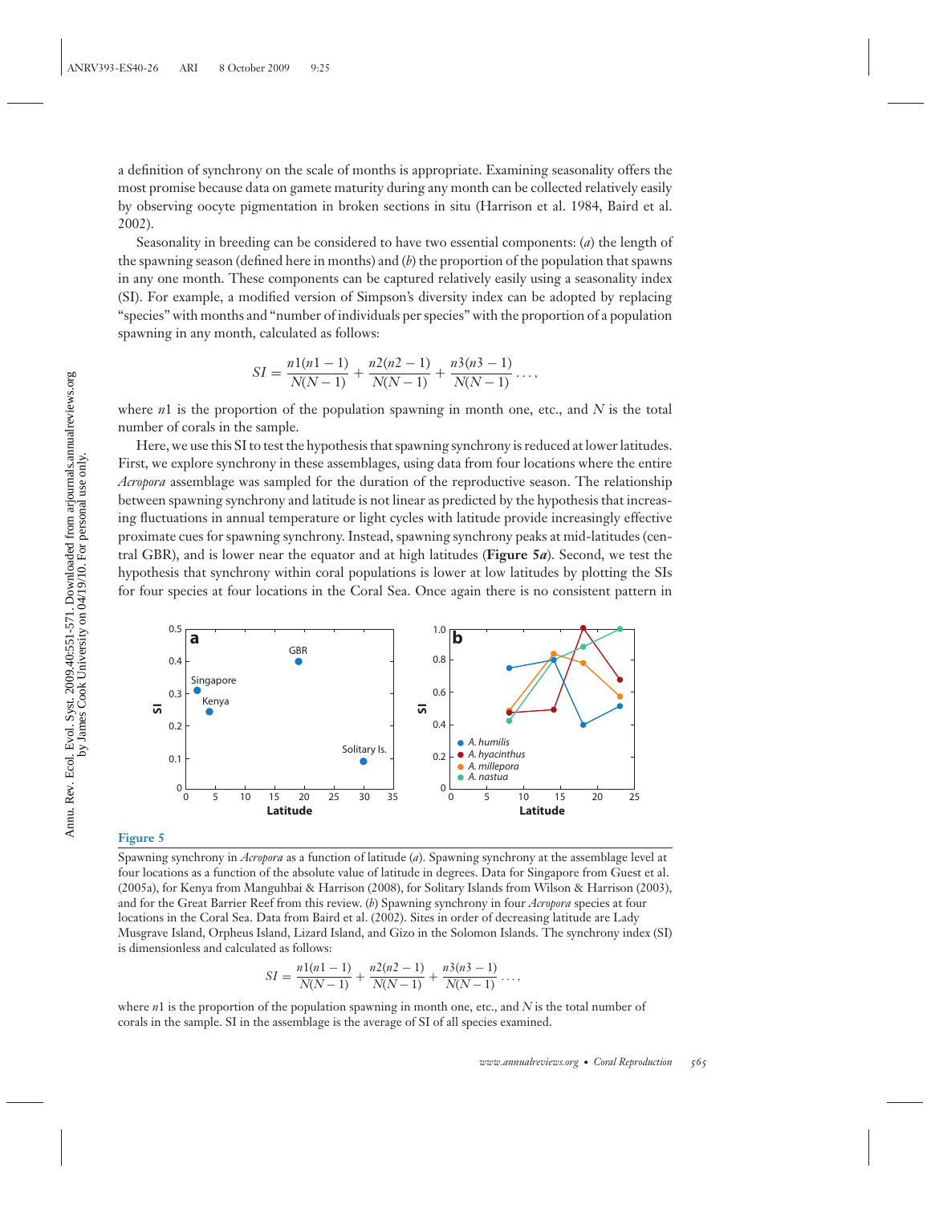a definition of synchrony on the scale of months is appropriate. Examining seasonality offers the most promise because data on gamete maturity during any month can be collected relatively easily by observing oocyte pigmentation in broken sections in situ (Harrison et al. 1984, Baird et al. 2002).

Seasonality in breeding can be considered to have two essential components: (*a*) the length of the spawning season (defined here in months) and (*b*) the proportion of the population that spawns in any one month. These components can be captured relatively easily using a seasonality index (SI). For example, a modified version of Simpson's diversity index can be adopted by replacing "species" with months and "number of individuals per species" with the proportion of a population spawning in any month, calculated as follows:

$$SI = \frac{n1(n1-1)}{N(N-1)} + \frac{n2(n2-1)}{N(N-1)} + \frac{n3(n3-1)}{N(N-1)} \ldots,$$

where $n1$ is the proportion of the population spawning in month one, etc., and $N$ is the total number of corals in the sample.

Here, we use this SI to test the hypothesis that spawning synchrony is reduced at lower latitudes. First, we explore synchrony in these assemblages, using data from four locations where the entire *Acropora* assemblage was sampled for the duration of the reproductive season. The relationship between spawning synchrony and latitude is not linear as predicted by the hypothesis that increasing fluctuations in annual temperature or light cycles with latitude provide increasingly effective proximate cues for spawning synchrony. Instead, spawning synchrony peaks at mid-latitudes (central GBR), and is lower near the equator and at high latitudes (**Figure 5*a***). Second, we test the hypothesis that synchrony within coral populations is lower at low latitudes by plotting the SIs for four species at four locations in the Coral Sea. Once again there is no consistent pattern in

**Figure 5**

Spawning synchrony in *Acropora* as a function of latitude (*a*). Spawning synchrony at the assemblage level at four locations as a function of the absolute value of latitude in degrees. Data for Singapore from Guest et al. (2005a), for Kenya from Manguhbai & Harrison (2008), for Solitary Islands from Wilson & Harrison (2003), and for the Great Barrier Reef from this review. (*b*) Spawning synchrony in four *Acropora* species at four locations in the Coral Sea. Data from Baird et al. (2002). Sites in order of decreasing latitude are Lady Musgrave Island, Orpheus Island, Lizard Island, and Gizo in the Solomon Islands. The synchrony index (SI) is dimensionless and calculated as follows:

$$SI = \frac{n1(n1-1)}{N(N-1)} + \frac{n2(n2-1)}{N(N-1)} + \frac{n3(n3-1)}{N(N-1)} \ldots,$$

where $n1$ is the proportion of the population spawning in month one, etc., and $N$ is the total number of corals in the sample. SI in the assemblage is the average of SI of all species examined.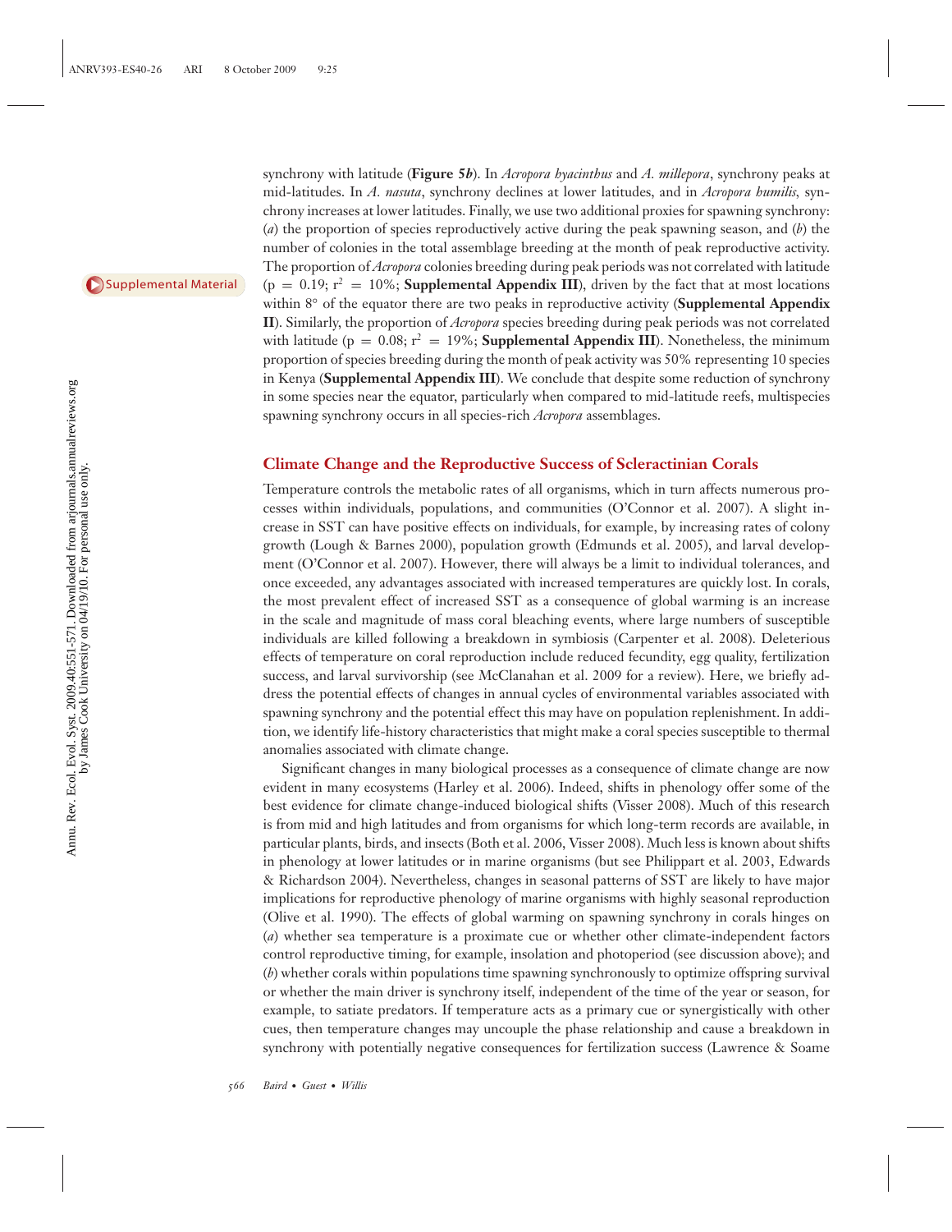synchrony with latitude (**Figure 5*b***). In *Acropora hyacinthus* and *A. millepora*, synchrony peaks at mid-latitudes. In *A. nasuta*, synchrony declines at lower latitudes, and in *Acropora humilis*, synchrony increases at lower latitudes. Finally, we use two additional proxies for spawning synchrony: (*a*) the proportion of species reproductively active during the peak spawning season, and (*b*) the number of colonies in the total assemblage breeding at the month of peak reproductive activity. The proportion of *Acropora* colonies breeding during peak periods was not correlated with latitude ($p = 0.19$; $r^2 = 10\%$; **Supplemental Appendix III**), driven by the fact that at most locations within 8° of the equator there are two peaks in reproductive activity (**Supplemental Appendix II**). Similarly, the proportion of *Acropora* species breeding during peak periods was not correlated with latitude ($p = 0.08$; $r^2 = 19\%$; **Supplemental Appendix III**). Nonetheless, the minimum proportion of species breeding during the month of peak activity was 50% representing 10 species in Kenya (**Supplemental Appendix III**). We conclude that despite some reduction of synchrony in some species near the equator, particularly when compared to mid-latitude reefs, multispecies spawning synchrony occurs in all species-rich *Acropora* assemblages.

## Climate Change and the Reproductive Success of Scleractinian Corals

Temperature controls the metabolic rates of all organisms, which in turn affects numerous processes within individuals, populations, and communities (O'Connor et al. 2007). A slight increase in SST can have positive effects on individuals, for example, by increasing rates of colony growth (Lough & Barnes 2000), population growth (Edmunds et al. 2005), and larval development (O'Connor et al. 2007). However, there will always be a limit to individual tolerances, and once exceeded, any advantages associated with increased temperatures are quickly lost. In corals, the most prevalent effect of increased SST as a consequence of global warming is an increase in the scale and magnitude of mass coral bleaching events, where large numbers of susceptible individuals are killed following a breakdown in symbiosis (Carpenter et al. 2008). Deleterious effects of temperature on coral reproduction include reduced fecundity, egg quality, fertilization success, and larval survivorship (see McClanahan et al. 2009 for a review). Here, we briefly address the potential effects of changes in annual cycles of environmental variables associated with spawning synchrony and the potential effect this may have on population replenishment. In addition, we identify life-history characteristics that might make a coral species susceptible to thermal anomalies associated with climate change.

Significant changes in many biological processes as a consequence of climate change are now evident in many ecosystems (Harley et al. 2006). Indeed, shifts in phenology offer some of the best evidence for climate change-induced biological shifts (Visser 2008). Much of this research is from mid and high latitudes and from organisms for which long-term records are available, in particular plants, birds, and insects (Both et al. 2006, Visser 2008). Much less is known about shifts in phenology at lower latitudes or in marine organisms (but see Philippart et al. 2003, Edwards & Richardson 2004). Nevertheless, changes in seasonal patterns of SST are likely to have major implications for reproductive phenology of marine organisms with highly seasonal reproduction (Olive et al. 1990). The effects of global warming on spawning synchrony in corals hinges on (*a*) whether sea temperature is a proximate cue or whether other climate-independent factors control reproductive timing, for example, insolation and photoperiod (see discussion above); and (*b*) whether corals within populations time spawning synchronously to optimize offspring survival or whether the main driver is synchrony itself, independent of the time of the year or season, for example, to satiate predators. If temperature acts as a primary cue or synergistically with other cues, then temperature changes may uncouple the phase relationship and cause a breakdown in synchrony with potentially negative consequences for fertilization success (Lawrence & Soame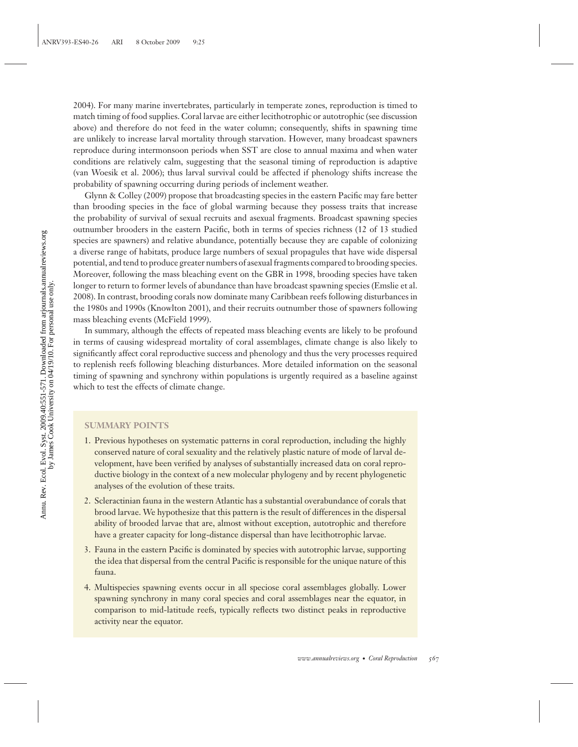2004). For many marine invertebrates, particularly in temperate zones, reproduction is timed to match timing of food supplies. Coral larvae are either lecithotrophic or autotrophic (see discussion above) and therefore do not feed in the water column; consequently, shifts in spawning time are unlikely to increase larval mortality through starvation. However, many broadcast spawners reproduce during intermonsoon periods when SST are close to annual maxima and when water conditions are relatively calm, suggesting that the seasonal timing of reproduction is adaptive (van Woesik et al. 2006); thus larval survival could be affected if phenology shifts increase the probability of spawning occurring during periods of inclement weather.

Glynn & Colley (2009) propose that broadcasting species in the eastern Pacific may fare better than brooding species in the face of global warming because they possess traits that increase the probability of survival of sexual recruits and asexual fragments. Broadcast spawning species outnumber brooders in the eastern Pacific, both in terms of species richness (12 of 13 studied species are spawners) and relative abundance, potentially because they are capable of colonizing a diverse range of habitats, produce large numbers of sexual propagules that have wide dispersal potential, and tend to produce greater numbers of asexual fragments compared to brooding species. Moreover, following the mass bleaching event on the GBR in 1998, brooding species have taken longer to return to former levels of abundance than have broadcast spawning species (Emslie et al. 2008). In contrast, brooding corals now dominate many Caribbean reefs following disturbances in the 1980s and 1990s (Knowlton 2001), and their recruits outnumber those of spawners following mass bleaching events (McField 1999).

In summary, although the effects of repeated mass bleaching events are likely to be profound in terms of causing widespread mortality of coral assemblages, climate change is also likely to significantly affect coral reproductive success and phenology and thus the very processes required to replenish reefs following bleaching disturbances. More detailed information on the seasonal timing of spawning and synchrony within populations is urgently required as a baseline against which to test the effects of climate change.

## SUMMARY POINTS

1. Previous hypotheses on systematic patterns in coral reproduction, including the highly conserved nature of coral sexuality and the relatively plastic nature of mode of larval development, have been verified by analyses of substantially increased data on coral reproductive biology in the context of a new molecular phylogeny and by recent phylogenetic analyses of the evolution of these traits.
2. Scleractinian fauna in the western Atlantic has a substantial overabundance of corals that brood larvae. We hypothesize that this pattern is the result of differences in the dispersal ability of brooded larvae that are, almost without exception, autotrophic and therefore have a greater capacity for long-distance dispersal than have lecithotrophic larvae.
3. Fauna in the eastern Pacific is dominated by species with autotrophic larvae, supporting the idea that dispersal from the central Pacific is responsible for the unique nature of this fauna.
4. Multispecies spawning events occur in all speciose coral assemblages globally. Lower spawning synchrony in many coral species and coral assemblages near the equator, in comparison to mid-latitude reefs, typically reflects two distinct peaks in reproductive activity near the equator.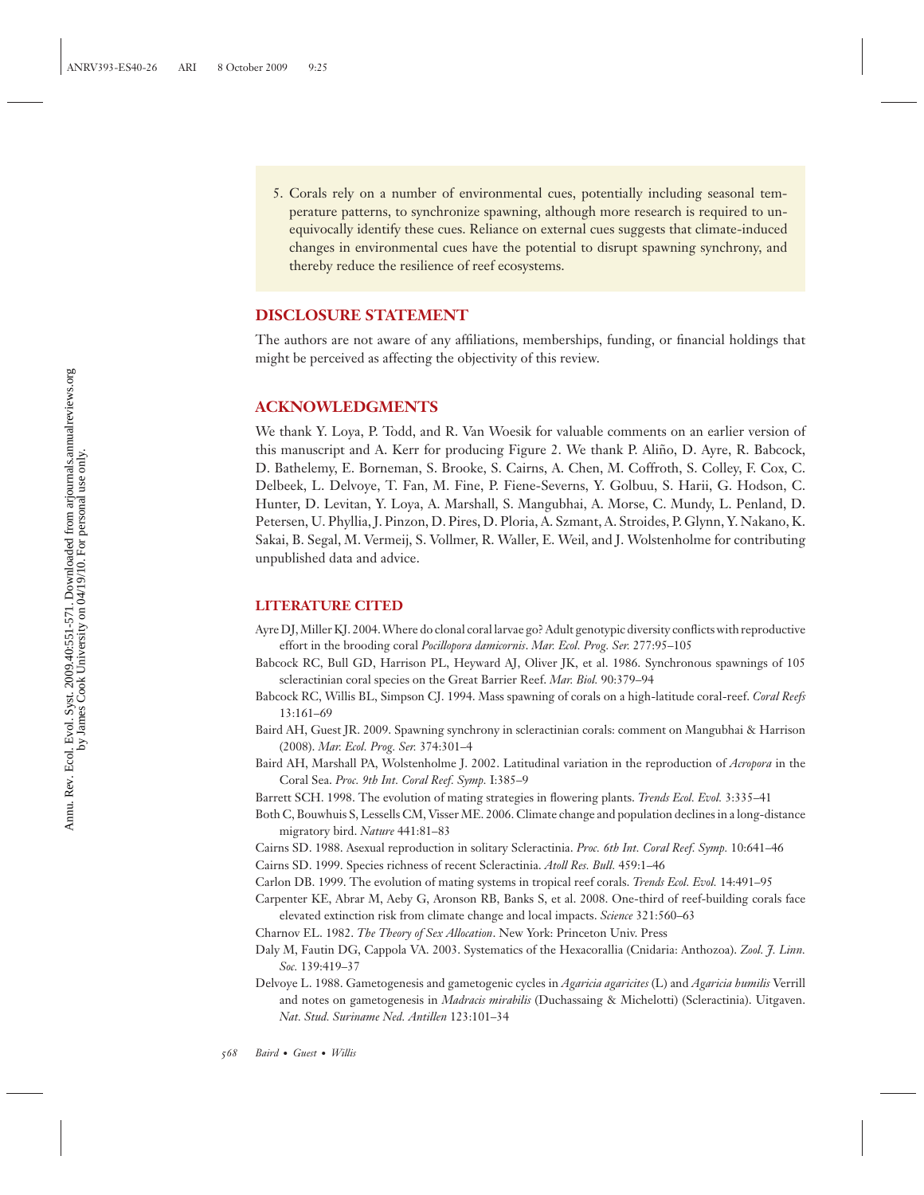5. Corals rely on a number of environmental cues, potentially including seasonal temperature patterns, to synchronize spawning, although more research is required to unequivocally identify these cues. Reliance on external cues suggests that climate-induced changes in environmental cues have the potential to disrupt spawning synchrony, and thereby reduce the resilience of reef ecosystems.

## DISCLOSURE STATEMENT

The authors are not aware of any affiliations, memberships, funding, or financial holdings that might be perceived as affecting the objectivity of this review.

## ACKNOWLEDGMENTS

We thank Y. Loya, P. Todd, and R. Van Woesik for valuable comments on an earlier version of this manuscript and A. Kerr for producing Figure 2. We thank P. Aliño, D. Ayre, R. Babcock, D. Bathelemy, E. Borneman, S. Brooke, S. Cairns, A. Chen, M. Coffroth, S. Colley, F. Cox, C. Delbeek, L. Delvoye, T. Fan, M. Fine, P. Fiene-Severns, Y. Golbuu, S. Harii, G. Hodson, C. Hunter, D. Levitan, Y. Loya, A. Marshall, S. Mangubhai, A. Morse, C. Mundy, L. Penland, D. Petersen, U. Phyllia, J. Pinzon, D. Pires, D. Ploria, A. Szmant, A. Stroides, P. Glynn, Y. Nakano, K. Sakai, B. Segal, M. Vermeij, S. Vollmer, R. Waller, E. Weil, and J. Wolstenholme for contributing unpublished data and advice.

## LITERATURE CITED

Ayre DJ, Miller KJ. 2004. Where do clonal coral larvae go? Adult genotypic diversity conflicts with reproductive effort in the brooding coral *Pocillopora damicornis*. *Mar. Ecol. Prog. Ser.* 277:95–105

Babcock RC, Bull GD, Harrison PL, Heyward AJ, Oliver JK, et al. 1986. Synchronous spawnings of 105 scleractinian coral species on the Great Barrier Reef. *Mar. Biol.* 90:379–94

Babcock RC, Willis BL, Simpson CJ. 1994. Mass spawning of corals on a high-latitude coral-reef. *Coral Reefs* 13:161–69

Baird AH, Guest JR. 2009. Spawning synchrony in scleractinian corals: comment on Mangubhai & Harrison (2008). *Mar. Ecol. Prog. Ser.* 374:301–4

Baird AH, Marshall PA, Wolstenholme J. 2002. Latitudinal variation in the reproduction of *Acropora* in the Coral Sea. *Proc. 9th Int. Coral Reef. Symp.* I:385–9

Barrett SCH. 1998. The evolution of mating strategies in flowering plants. *Trends Ecol. Evol.* 3:335–41

Both C, Bouwhuis S, Lessells CM, Visser ME. 2006. Climate change and population declines in a long-distance migratory bird. *Nature* 441:81–83

Cairns SD. 1988. Asexual reproduction in solitary Scleractinia. *Proc. 6th Int. Coral Reef. Symp.* 10:641–46

Cairns SD. 1999. Species richness of recent Scleractinia. *Atoll Res. Bull.* 459:1–46

Carlon DB. 1999. The evolution of mating systems in tropical reef corals. *Trends Ecol. Evol.* 14:491–95

Carpenter KE, Abrar M, Aeby G, Aronson RB, Banks S, et al. 2008. One-third of reef-building corals face elevated extinction risk from climate change and local impacts. *Science* 321:560–63

Charnov EL. 1982. *The Theory of Sex Allocation*. New York: Princeton Univ. Press

Daly M, Fautin DG, Cappola VA. 2003. Systematics of the Hexacorallia (Cnidaria: Anthozoa). *Zool. J. Linn. Soc.* 139:419–37

Delvoye L. 1988. Gametogenesis and gametogenic cycles in *Agaricia agaricites* (L) and *Agaricia humilis* Verrill and notes on gametogenesis in *Madracis mirabilis* (Duchassaing & Michelotti) (Scleractinia). Uitgaven. *Nat. Stud. Suriname Ned. Antillen* 123:101–34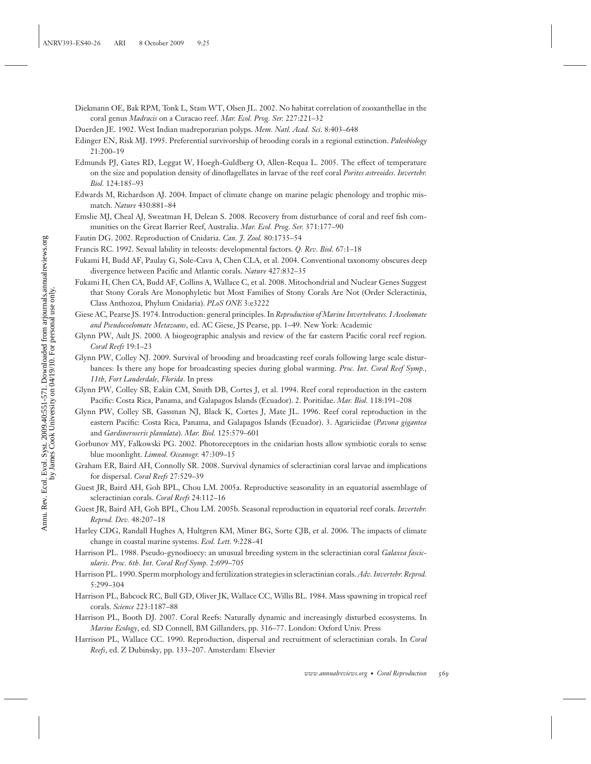Diekmann OE, Bak RPM, Tonk L, Stam WT, Olsen JL. 2002. No habitat correlation of zooxanthellae in the coral genus *Madracis* on a Curacao reef. *Mar. Ecol. Prog. Ser.* 227:221–32

Duerden JE. 1902. West Indian madreporarian polyps. *Mem. Natl. Acad. Sci.* 8:403–648

Edinger EN, Risk MJ. 1995. Preferential survivorship of brooding corals in a regional extinction. *Paleobiology* 21:200–19

Edmunds PJ, Gates RD, Leggat W, Hoegh-Guldberg O, Allen-Requa L. 2005. The effect of temperature on the size and population density of dinoflagellates in larvae of the reef coral *Porites astreoides*. *Invertebr. Biol.* 124:185–93

Edwards M, Richardson AJ. 2004. Impact of climate change on marine pelagic phenology and trophic mismatch. *Nature* 430:881–84

Emslie MJ, Cheal AJ, Sweatman H, Delean S. 2008. Recovery from disturbance of coral and reef fish communities on the Great Barrier Reef, Australia. *Mar. Ecol. Prog. Ser.* 371:177–90

Fautin DG. 2002. Reproduction of Cnidaria. *Can. J. Zool.* 80:1735–54

Francis RC. 1992. Sexual lability in teleosts: developmental factors. *Q. Rev. Biol.* 67:1–18

Fukami H, Budd AF, Paulay G, Sole-Cava A, Chen CLA, et al. 2004. Conventional taxonomy obscures deep divergence between Pacific and Atlantic corals. *Nature* 427:832–35

Fukami H, Chen CA, Budd AF, Collins A, Wallace C, et al. 2008. Mitochondrial and Nuclear Genes Suggest that Stony Corals Are Monophyletic but Most Families of Stony Corals Are Not (Order Scleractinia, Class Anthozoa, Phylum Cnidaria). *PLoS ONE* 3:e3222

Giese AC, Pearse JS. 1974. Introduction: general principles. In *Reproduction of Marine Invertebrates. I Acoelomate and Pseudocoelomate Metazoans*, ed. AC Giese, JS Pearse, pp. 1–49. New York: Academic

Glynn PW, Ault JS. 2000. A biogeographic analysis and review of the far eastern Pacific coral reef region. *Coral Reefs* 19:1–23

Glynn PW, Colley NJ. 2009. Survival of brooding and broadcasting reef corals following large scale disturbances: Is there any hope for broadcasting species during global warming. *Proc. Int. Coral Reef Symp., 11th, Fort Lauderdale, Florida*. In press

Glynn PW, Colley SB, Eakin CM, Smith DB, Cortes J, et al. 1994. Reef coral reproduction in the eastern Pacific: Costa Rica, Panama, and Galapagos Islands (Ecuador). 2. Poritidae. *Mar. Biol.* 118:191–208

Glynn PW, Colley SB, Gassman NJ, Black K, Cortes J, Mate JL. 1996. Reef coral reproduction in the eastern Pacific: Costa Rica, Panama, and Galapagos Islands (Ecuador). 3. Agariciidae (*Pavona gigantea* and *Gardineroseris planulata*). *Mar. Biol.* 125:579–601

Gorbunov MY, Falkowski PG. 2002. Photoreceptors in the cnidarian hosts allow symbiotic corals to sense blue moonlight. *Limnol. Oceanogr.* 47:309–15

Graham ER, Baird AH, Connolly SR. 2008. Survival dynamics of scleractinian coral larvae and implications for dispersal. *Coral Reefs* 27:529–39

Guest JR, Baird AH, Goh BPL, Chou LM. 2005a. Reproductive seasonality in an equatorial assemblage of scleractinian corals. *Coral Reefs* 24:112–16

Guest JR, Baird AH, Goh BPL, Chou LM. 2005b. Seasonal reproduction in equatorial reef corals. *Invertebr. Reprod. Dev.* 48:207–18

Harley CDG, Randall Hughes A, Hultgren KM, Miner BG, Sorte CJB, et al. 2006. The impacts of climate change in coastal marine systems. *Ecol. Lett.* 9:228–41

Harrison PL. 1988. Pseudo-gynodioecy: an unusual breeding system in the scleractinian coral *Galaxea fascicularis*. *Proc. 6th. Int. Coral Reef Symp.* 2:699–705

Harrison PL. 1990. Sperm morphology and fertilization strategies in scleractinian corals. *Adv. Invertebr. Reprod.* 5:299–304

Harrison PL, Babcock RC, Bull GD, Oliver JK, Wallace CC, Willis BL. 1984. Mass spawning in tropical reef corals. *Science* 223:1187–88

Harrison PL, Booth DJ. 2007. Coral Reefs: Naturally dynamic and increasingly disturbed ecosystems. In *Marine Ecology*, ed. SD Connell, BM Gillanders, pp. 316–77. London: Oxford Univ. Press

Harrison PL, Wallace CC. 1990. Reproduction, dispersal and recruitment of scleractinian corals. In *Coral Reefs*, ed. Z Dubinsky, pp. 133–207. Amsterdam: Elsevier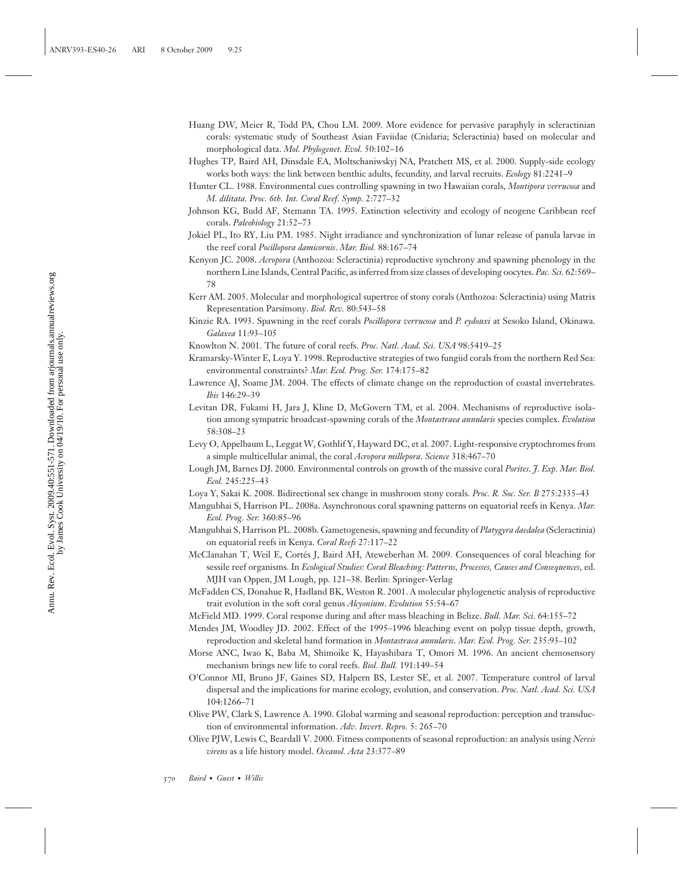Huang DW, Meier R, Todd PA, Chou LM. 2009. More evidence for pervasive paraphyly in scleractinian corals: systematic study of Southeast Asian Faviidae (Cnidaria; Scleractinia) based on molecular and morphological data. *Mol. Phylogenet. Evol.* 50:102–16

Hughes TP, Baird AH, Dinsdale EA, Moltschaniwskyj NA, Pratchett MS, et al. 2000. Supply-side ecology works both ways: the link between benthic adults, fecundity, and larval recruits. *Ecology* 81:2241–9

Hunter CL. 1988. Environmental cues controlling spawning in two Hawaiian corals, *Montipora verrucosa* and *M. dilitata*. *Proc. 6th. Int. Coral Reef. Symp.* 2:727–32

Johnson KG, Budd AF, Stemann TA. 1995. Extinction selectivity and ecology of neogene Caribbean reef corals. *Paleobiology* 21:52–73

Jokiel PL, Ito RY, Liu PM. 1985. Night irradiance and synchronization of lunar release of panula larvae in the reef coral *Pocillopora damicornis*. *Mar. Biol.* 88:167–74

Kenyon JC. 2008. *Acropora* (Anthozoa: Scleractinia) reproductive synchrony and spawning phenology in the northern Line Islands, Central Pacific, as inferred from size classes of developing oocytes. *Pac. Sci.* 62:569–78

Kerr AM. 2005. Molecular and morphological supertree of stony corals (Anthozoa: Scleractinia) using Matrix Representation Parsimony. *Biol. Rev.* 80:543–58

Kinzie RA. 1993. Spawning in the reef corals *Pocillopora verrucosa* and *P. eydouxi* at Sesoko Island, Okinawa. *Galaxea* 11:93–105

Knowlton N. 2001. The future of coral reefs. *Proc. Natl. Acad. Sci. USA* 98:5419–25

Kramarsky-Winter E, Loya Y. 1998. Reproductive strategies of two fungiid corals from the northern Red Sea: environmental constraints? *Mar. Ecol. Prog. Ser.* 174:175–82

Lawrence AJ, Soame JM. 2004. The effects of climate change on the reproduction of coastal invertebrates. *Ibis* 146:29–39

Levitan DR, Fukami H, Jara J, Kline D, McGovern TM, et al. 2004. Mechanisms of reproductive isolation among sympatric broadcast-spawning corals of the *Montastraea annularis* species complex. *Evolution* 58:308–23

Levy O, Appelbaum L, Leggat W, Gothlif Y, Hayward DC, et al. 2007. Light-responsive cryptochromes from a simple multicellular animal, the coral *Acropora millepora*. *Science* 318:467–70

Lough JM, Barnes DJ. 2000. Environmental controls on growth of the massive coral *Porites*. *J. Exp. Mar. Biol. Ecol.* 245:225–43

Loya Y, Sakai K. 2008. Bidirectional sex change in mushroom stony corals. *Proc. R. Soc. Ser. B* 275:2335–43

Mangubhai S, Harrison PL. 2008a. Asynchronous coral spawning patterns on equatorial reefs in Kenya. *Mar. Ecol. Prog. Ser.* 360:85–96

Mangubhai S, Harrison PL. 2008b. Gametogenesis, spawning and fecundity of *Platygyra daedalea* (Scleractinia) on equatorial reefs in Kenya. *Coral Reefs* 27:117–22

McClanahan T, Weil E, Cortés J, Baird AH, Ateweberhan M. 2009. Consequences of coral bleaching for sessile reef organisms. In *Ecological Studies: Coral Bleaching: Patterns, Processes, Causes and Consequences*, ed. MJH van Oppen, JM Lough, pp. 121–38. Berlin: Springer-Verlag

McFadden CS, Donahue R, Hadland BK, Weston R. 2001. A molecular phylogenetic analysis of reproductive trait evolution in the soft coral genus *Alcyonium*. *Evolution* 55:54–67

McField MD. 1999. Coral response during and after mass bleaching in Belize. *Bull. Mar. Sci.* 64:155–72

Mendes JM, Woodley JD. 2002. Effect of the 1995–1996 bleaching event on polyp tissue depth, growth, reproduction and skeletal band formation in *Montastraea annularis*. *Mar. Ecol. Prog. Ser.* 235:93–102

Morse ANC, Iwao K, Baba M, Shimoike K, Hayashibara T, Omori M. 1996. An ancient chemosensory mechanism brings new life to coral reefs. *Biol. Bull.* 191:149–54

O'Connor MI, Bruno JF, Gaines SD, Halpern BS, Lester SE, et al. 2007. Temperature control of larval dispersal and the implications for marine ecology, evolution, and conservation. *Proc. Natl. Acad. Sci. USA* 104:1266–71

Olive PW, Clark S, Lawrence A. 1990. Global warming and seasonal reproduction: perception and transduction of environmental information. *Adv. Invert. Repro.* 5: 265–70

Olive PJW, Lewis C, Beardall V. 2000. Fitness components of seasonal reproduction: an analysis using *Nereis virens* as a life history model. *Oceanol. Acta* 23:377–89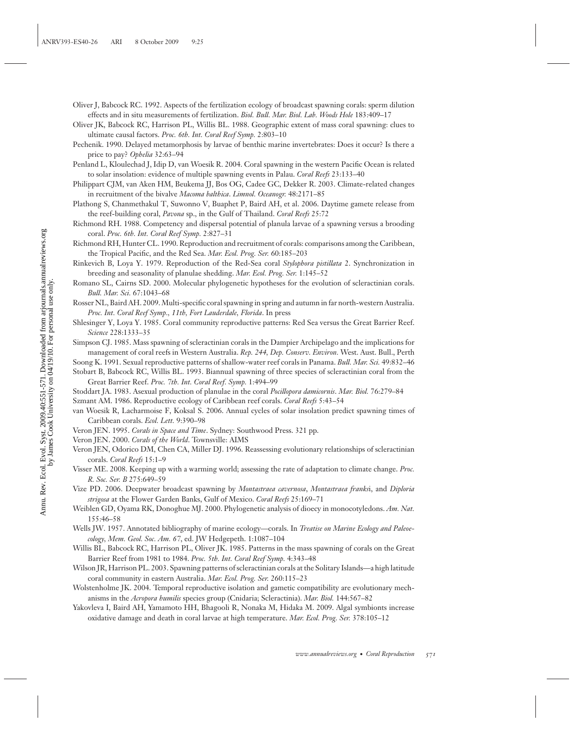Oliver J, Babcock RC. 1992. Aspects of the fertilization ecology of broadcast spawning corals: sperm dilution effects and in situ measurements of fertilization. *Biol. Bull. Mar. Biol. Lab. Woods Hole* 183:409–17

Oliver JK, Babcock RC, Harrison PL, Willis BL. 1988. Geographic extent of mass coral spawning: clues to ultimate causal factors. *Proc. 6th. Int. Coral Reef Symp.* 2:803–10

Pechenik. 1990. Delayed metamorphosis by larvae of benthic marine invertebrates: Does it occur? Is there a price to pay? *Ophelia* 32:63–94

Penland L, Kloulechad J, Idip D, van Woesik R. 2004. Coral spawning in the western Pacific Ocean is related to solar insolation: evidence of multiple spawning events in Palau. *Coral Reefs* 23:133–40

Philippart CJM, van Aken HM, Beukema JJ, Bos OG, Cadee GC, Dekker R. 2003. Climate-related changes in recruitment of the bivalve *Macoma balthica*. *Limnol. Oceanogr.* 48:2171–85

Plathong S, Chanmethakul T, Suwonno V, Buaphet P, Baird AH, et al. 2006. Daytime gamete release from the reef-building coral, *Pavona* sp., in the Gulf of Thailand. *Coral Reefs* 25:72

Richmond RH. 1988. Competency and dispersal potential of planula larvae of a spawning versus a brooding coral. *Proc. 6th. Int. Coral Reef Symp.* 2:827–31

Richmond RH, Hunter CL. 1990. Reproduction and recruitment of corals: comparisons among the Caribbean, the Tropical Pacific, and the Red Sea. *Mar. Ecol. Prog. Ser.* 60:185–203

Rinkevich B, Loya Y. 1979. Reproduction of the Red-Sea coral *Stylophora pistillata* 2. Synchronization in breeding and seasonality of planulae shedding. *Mar. Ecol. Prog. Ser.* 1:145–52

Romano SL, Cairns SD. 2000. Molecular phylogenetic hypotheses for the evolution of scleractinian corals. *Bull. Mar. Sci.* 67:1043–68

Rosser NL, Baird AH. 2009. Multi-specific coral spawning in spring and autumn in far north-western Australia. *Proc. Int. Coral Reef Symp., 11th, Fort Lauderdale, Florida*. In press

Shlesinger Y, Loya Y. 1985. Coral community reproductive patterns: Red Sea versus the Great Barrier Reef. *Science* 228:1333–35

Simpson CJ. 1985. Mass spawning of scleractinian corals in the Dampier Archipelago and the implications for management of coral reefs in Western Australia. *Rep. 244, Dep. Conserv. Environ*. West. Aust. Bull., Perth

Soong K. 1991. Sexual reproductive patterns of shallow-water reef corals in Panama. *Bull. Mar. Sci.* 49:832–46

Stobart B, Babcock RC, Willis BL. 1993. Biannual spawning of three species of scleractinian coral from the Great Barrier Reef. *Proc. 7th. Int. Coral Reef. Symp.* 1:494–99

Stoddart JA. 1983. Asexual production of planulae in the coral *Pocillopora damicornis*. *Mar. Biol.* 76:279–84

Szmant AM. 1986. Reproductive ecology of Caribbean reef corals. *Coral Reefs* 5:43–54

van Woesik R, Lacharmoise F, Koksal S. 2006. Annual cycles of solar insolation predict spawning times of Caribbean corals. *Ecol. Lett.* 9:390–98

Veron JEN. 1995. *Corals in Space and Time*. Sydney: Southwood Press. 321 pp.

Veron JEN. 2000. *Corals of the World*. Townsville: AIMS

Veron JEN, Odorico DM, Chen CA, Miller DJ. 1996. Reassessing evolutionary relationships of scleractinian corals. *Coral Reefs* 15:1–9

Visser ME. 2008. Keeping up with a warming world; assessing the rate of adaptation to climate change. *Proc. R. Soc. Ser. B* 275:649–59

Vize PD. 2006. Deepwater broadcast spawning by *Montastraea cavernosa*, *Montastraea franksi*, and *Diploria strigosa* at the Flower Garden Banks, Gulf of Mexico. *Coral Reefs* 25:169–71

Weiblen GD, Oyama RK, Donoghue MJ. 2000. Phylogenetic analysis of dioecy in monocotyledons. *Am. Nat.* 155:46–58

Wells JW. 1957. Annotated bibliography of marine ecology—corals. In *Treatise on Marine Ecology and Paleoecology, Mem. Geol. Soc. Am. 67*, ed. JW Hedgepeth. 1:1087–104

Willis BL, Babcock RC, Harrison PL, Oliver JK. 1985. Patterns in the mass spawning of corals on the Great Barrier Reef from 1981 to 1984. *Proc. 5th. Int. Coral Reef Symp.* 4:343–48

Wilson JR, Harrison PL. 2003. Spawning patterns of scleractinian corals at the Solitary Islands—a high latitude coral community in eastern Australia. *Mar. Ecol. Prog. Ser.* 260:115–23

Wolstenholme JK. 2004. Temporal reproductive isolation and gametic compatibility are evolutionary mechanisms in the *Acropora humilis* species group (Cnidaria; Scleractinia). *Mar. Biol.* 144:567–82

Yakovleva I, Baird AH, Yamamoto HH, Bhagooli R, Nonaka M, Hidaka M. 2009. Algal symbionts increase oxidative damage and death in coral larvae at high temperature. *Mar. Ecol. Prog. Ser.* 378:105–12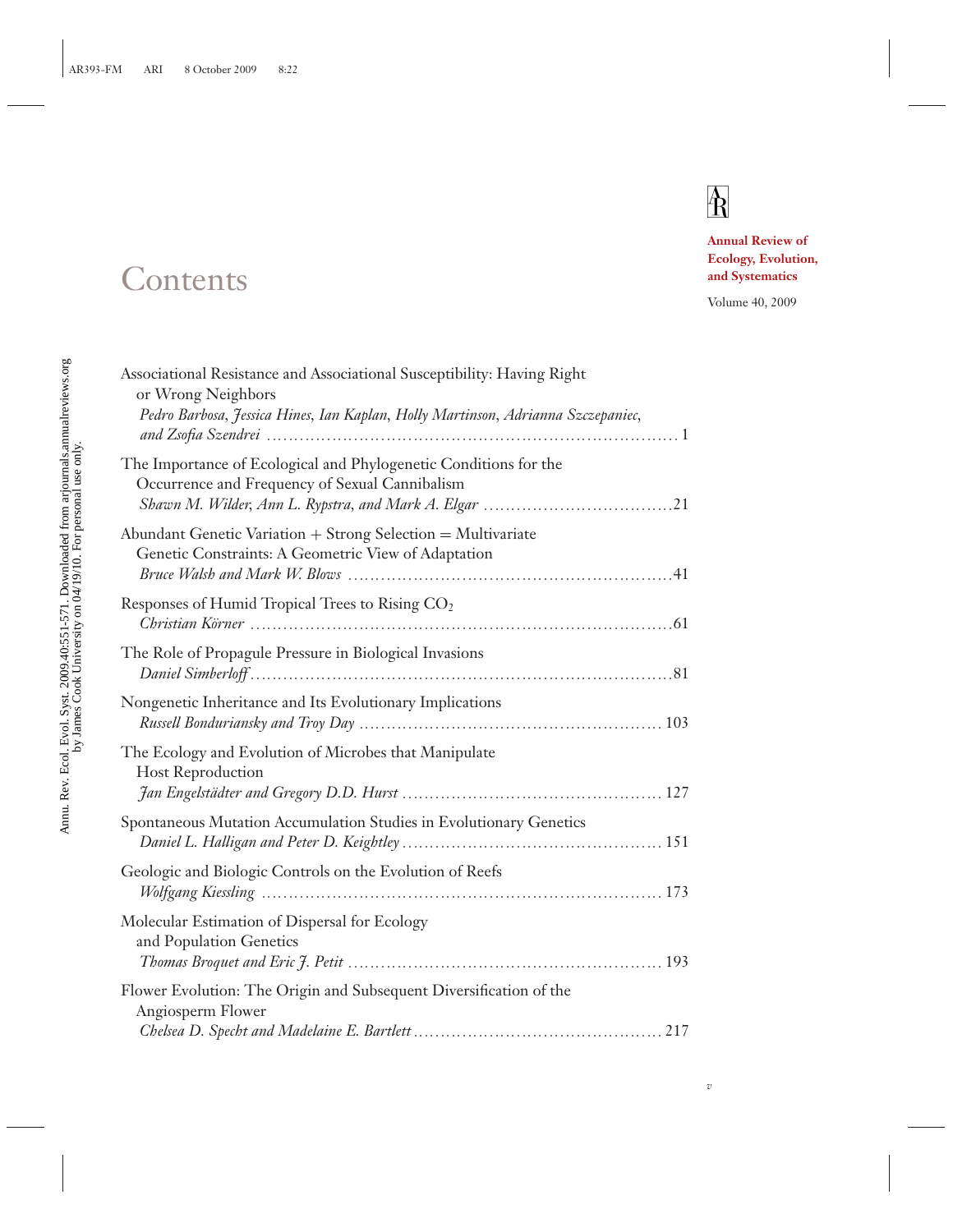# Contents

**Annual Review of Ecology, Evolution, and Systematics**

Volume 40, 2009

Associational Resistance and Associational Susceptibility: Having Right or Wrong Neighbors
*Pedro Barbosa, Jessica Hines, Ian Kaplan, Holly Martinson, Adrianna Szczepaniec, and Zsofia Szendrei* ........ 1

The Importance of Ecological and Phylogenetic Conditions for the Occurrence and Frequency of Sexual Cannibalism
*Shawn M. Wilder, Ann L. Rypstra, and Mark A. Elgar* ........ 21

Abundant Genetic Variation + Strong Selection = Multivariate Genetic Constraints: A Geometric View of Adaptation
*Bruce Walsh and Mark W. Blows* ........ 41

Responses of Humid Tropical Trees to Rising $CO_2$
*Christian Körner* ........ 61

The Role of Propagule Pressure in Biological Invasions
*Daniel Simberloff* ........ 81

Nongenetic Inheritance and Its Evolutionary Implications
*Russell Bonduriansky and Troy Day* ........ 103

The Ecology and Evolution of Microbes that Manipulate Host Reproduction
*Jan Engelstädter and Gregory D.D. Hurst* ........ 127

Spontaneous Mutation Accumulation Studies in Evolutionary Genetics
*Daniel L. Halligan and Peter D. Keightley* ........ 151

Geologic and Biologic Controls on the Evolution of Reefs
*Wolfgang Kiessling* ........ 173

Molecular Estimation of Dispersal for Ecology and Population Genetics
*Thomas Broquet and Eric J. Petit* ........ 193

Flower Evolution: The Origin and Subsequent Diversification of the Angiosperm Flower
*Chelsea D. Specht and Madelaine E. Bartlett* ........ 217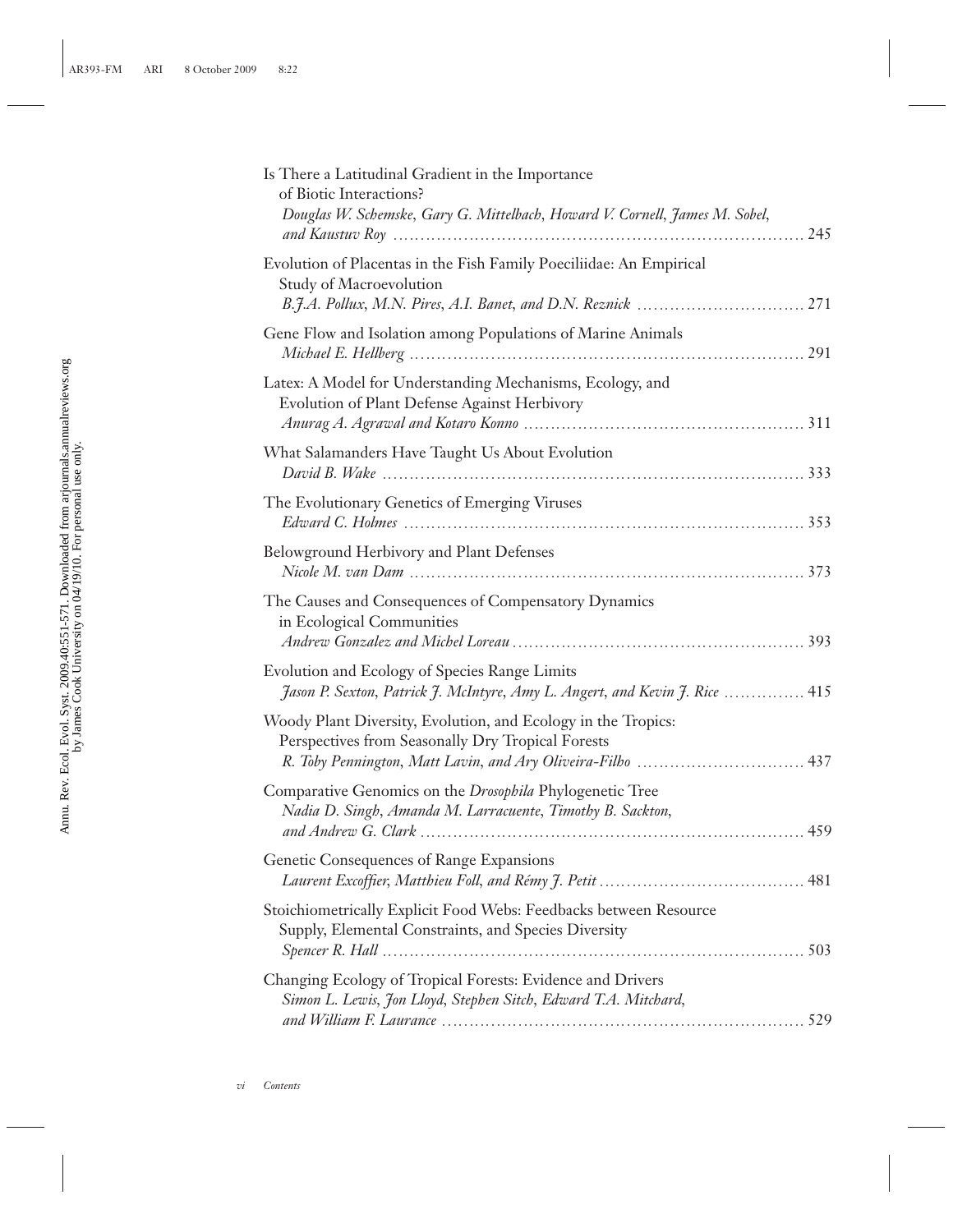Is There a Latitudinal Gradient in the Importance of Biotic Interactions?
*Douglas W. Schemske, Gary G. Mittelbach, Howard V. Cornell, James M. Sobel, and Kaustuv Roy* ........ 245

Evolution of Placentas in the Fish Family Poeciliidae: An Empirical Study of Macroevolution
*B.J.A. Pollux, M.N. Pires, A.I. Banet, and D.N. Reznick* ........ 271

Gene Flow and Isolation among Populations of Marine Animals
*Michael E. Hellberg* ........ 291

Latex: A Model for Understanding Mechanisms, Ecology, and Evolution of Plant Defense Against Herbivory
*Anurag A. Agrawal and Kotaro Konno* ........ 311

What Salamanders Have Taught Us About Evolution
*David B. Wake* ........ 333

The Evolutionary Genetics of Emerging Viruses
*Edward C. Holmes* ........ 353

Belowground Herbivory and Plant Defenses
*Nicole M. van Dam* ........ 373

The Causes and Consequences of Compensatory Dynamics in Ecological Communities
*Andrew Gonzalez and Michel Loreau* ........ 393

Evolution and Ecology of Species Range Limits
*Jason P. Sexton, Patrick J. McIntyre, Amy L. Angert, and Kevin J. Rice* ........ 415

Woody Plant Diversity, Evolution, and Ecology in the Tropics: Perspectives from Seasonally Dry Tropical Forests
*R. Toby Pennington, Matt Lavin, and Ary Oliveira-Filho* ........ 437

Comparative Genomics on the *Drosophila* Phylogenetic Tree
*Nadia D. Singh, Amanda M. Larracuente, Timothy B. Sackton, and Andrew G. Clark* ........ 459

Genetic Consequences of Range Expansions
*Laurent Excoffier, Matthieu Foll, and Rémy J. Petit* ........ 481

Stoichiometrically Explicit Food Webs: Feedbacks between Resource Supply, Elemental Constraints, and Species Diversity
*Spencer R. Hall* ........ 503

Changing Ecology of Tropical Forests: Evidence and Drivers
*Simon L. Lewis, Jon Lloyd, Stephen Sitch, Edward T.A. Mitchard, and William F. Laurance* ........ 529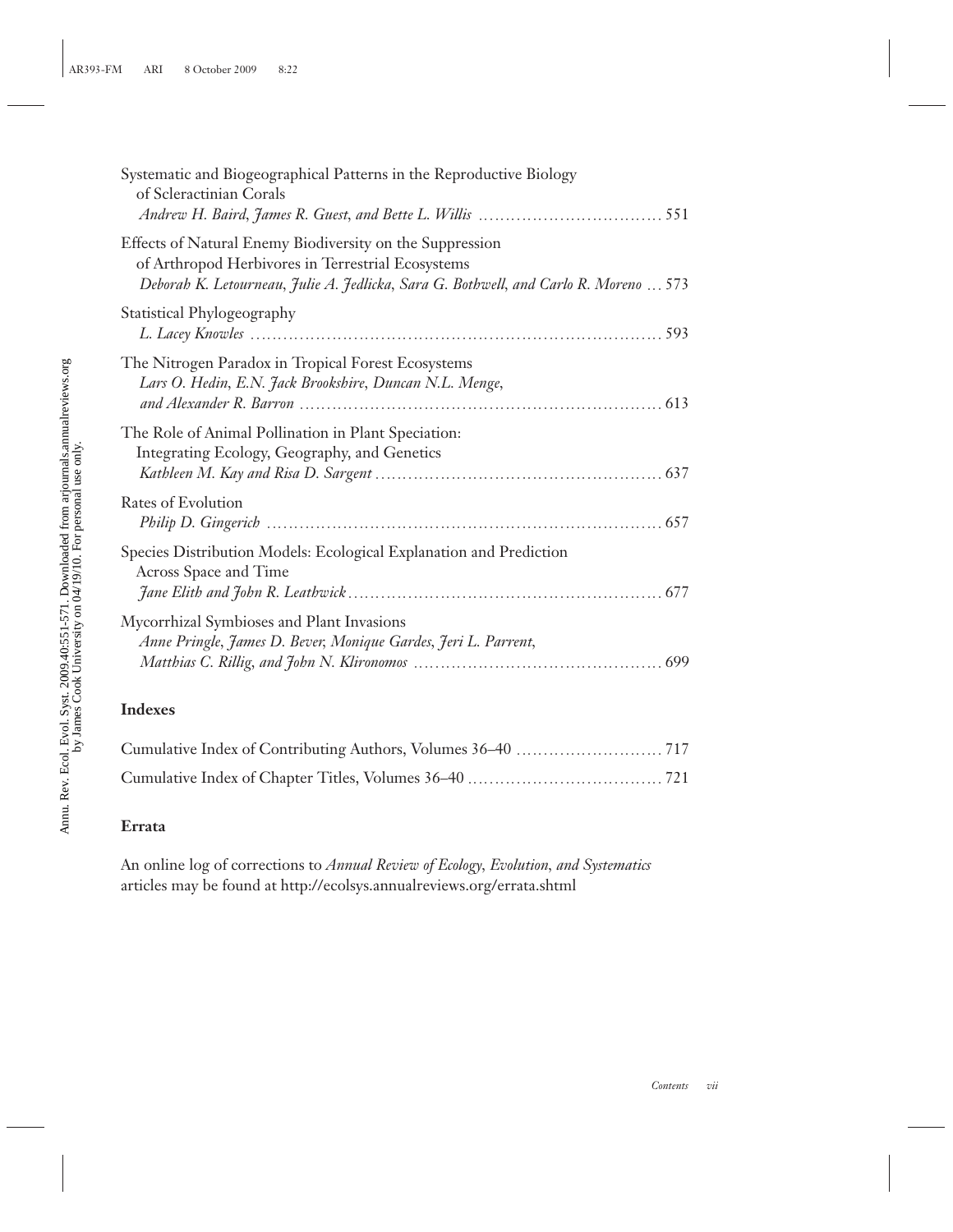Systematic and Biogeographical Patterns in the Reproductive Biology of Scleractinian Corals
*Andrew H. Baird, James R. Guest, and Bette L. Willis* ..................................... 551

Effects of Natural Enemy Biodiversity on the Suppression of Arthropod Herbivores in Terrestrial Ecosystems
*Deborah K. Letourneau, Julie A. Jedlicka, Sara G. Bothwell, and Carlo R. Moreno* ... 573

Statistical Phylogeography
*L. Lacey Knowles* ................................................................................ 593

The Nitrogen Paradox in Tropical Forest Ecosystems
*Lars O. Hedin, E.N. Jack Brookshire, Duncan N.L. Menge, and Alexander R. Barron* ........................................................................ 613

The Role of Animal Pollination in Plant Speciation: Integrating Ecology, Geography, and Genetics
*Kathleen M. Kay and Risa D. Sargent* ...................................................... 637

Rates of Evolution
*Philip D. Gingerich* ............................................................................ 657

Species Distribution Models: Ecological Explanation and Prediction Across Space and Time
*Jane Elith and John R. Leathwick* ........................................................... 677

Mycorrhizal Symbioses and Plant Invasions
*Anne Pringle, James D. Bever, Monique Gardes, Jeri L. Parrent, Matthias C. Rillig, and John N. Klironomos* .............................................. 699

## Indexes

Cumulative Index of Contributing Authors, Volumes 36–40 ............................ 717

Cumulative Index of Chapter Titles, Volumes 36–40 .................................... 721

## Errata

An online log of corrections to *Annual Review of Ecology, Evolution, and Systematics* articles may be found at http://ecolsys.annualreviews.org/errata.shtml